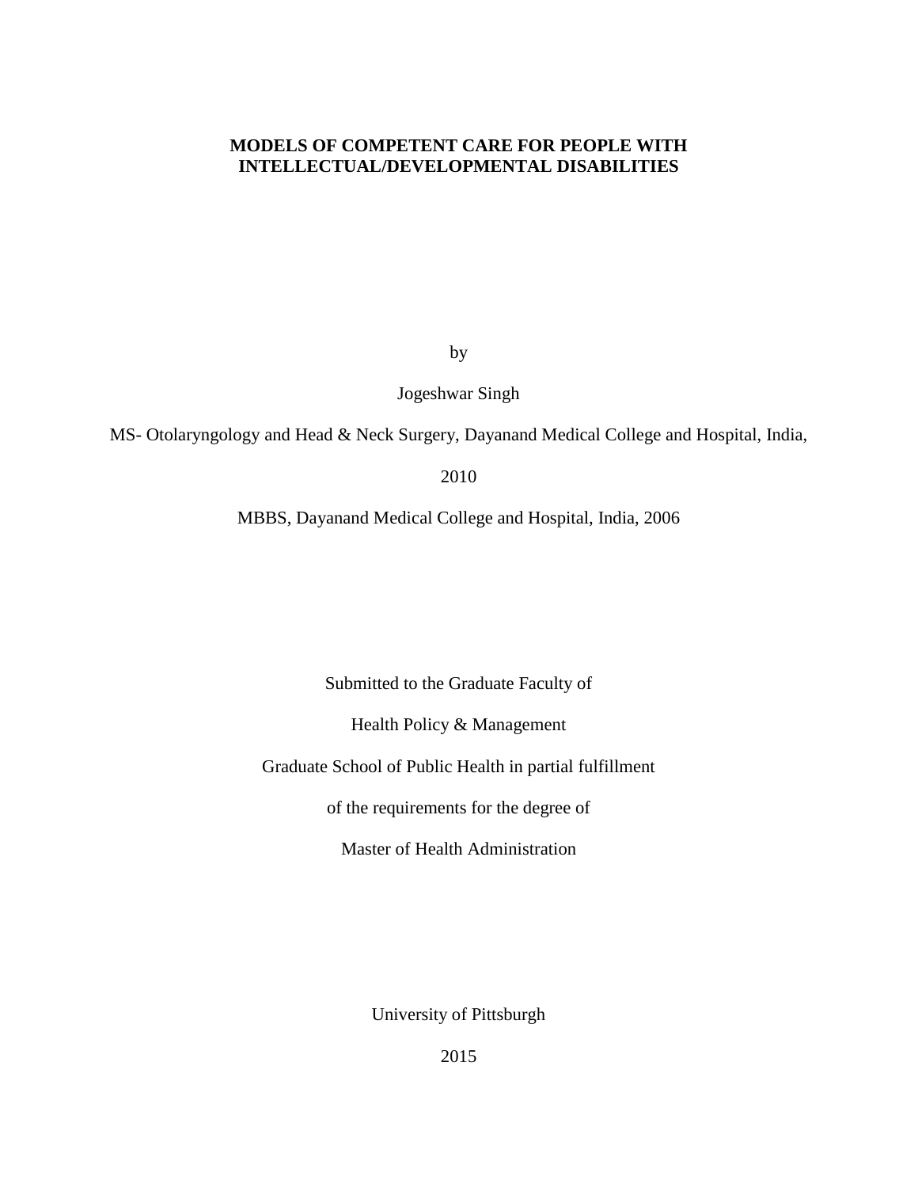# MODELS OF COMPETENT CARE FOR PEOPLE WITH INTELLECTUAL/DEVELOPMENTAL DISABILITIES

by

Jogeshwar Singh

MS- Otolaryngology and Head & Neck Surgery, Dayanand Medical College and Hospital, India, 2010

MBBS, Dayanand Medical College and Hospital, India, 2006

Submitted to the Graduate Faculty of

Health Policy & Management

Graduate School of Public Health in partial fulfillment

of the requirements for the degree of

Master of Health Administration

University of Pittsburgh

2015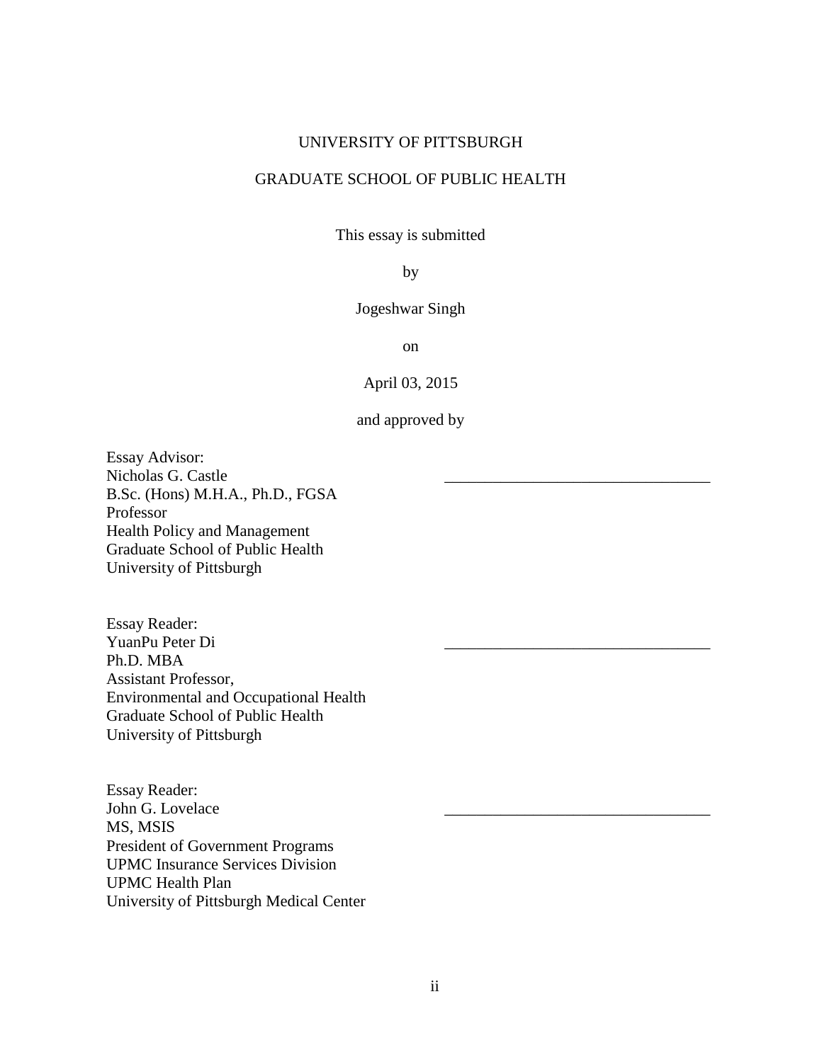UNIVERSITY OF PITTSBURGH

GRADUATE SCHOOL OF PUBLIC HEALTH

This essay is submitted

by

Jogeshwar Singh

on

April 03, 2015

and approved by

Essay Advisor:
Nicholas G. Castle ________________________________
B.Sc. (Hons) M.H.A., Ph.D., FGSA
Professor
Health Policy and Management
Graduate School of Public Health
University of Pittsburgh

Essay Reader:
YuanPu Peter Di ________________________________
Ph.D. MBA
Assistant Professor,
Environmental and Occupational Health
Graduate School of Public Health
University of Pittsburgh

Essay Reader:
John G. Lovelace ________________________________
MS, MSIS
President of Government Programs
UPMC Insurance Services Division
UPMC Health Plan
University of Pittsburgh Medical Center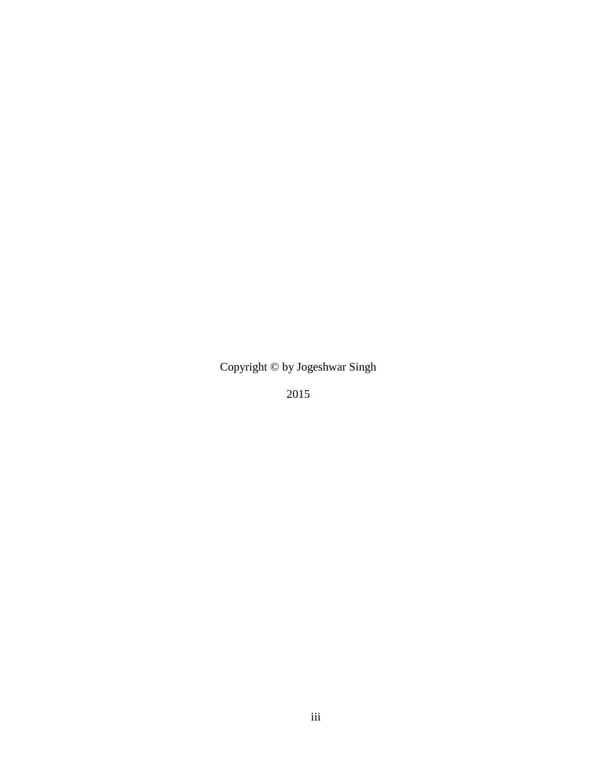Copyright © by Jogeshwar Singh

2015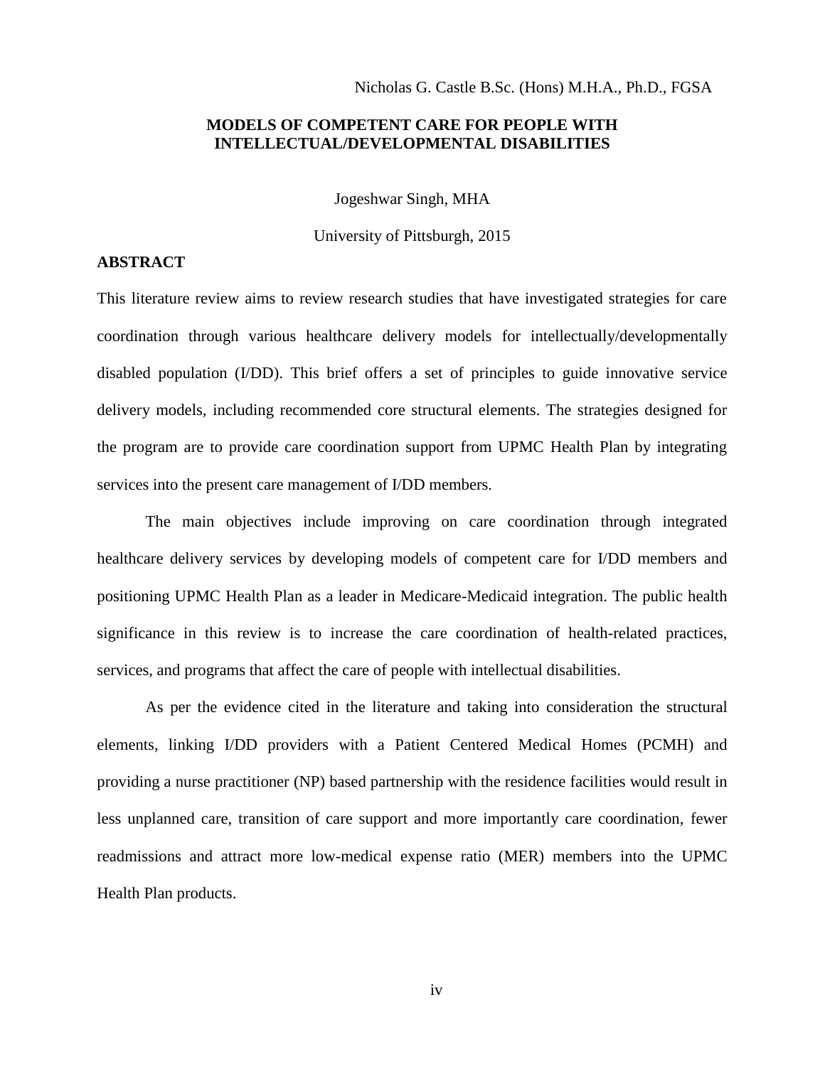Nicholas G. Castle B.Sc. (Hons) M.H.A., Ph.D., FGSA

**MODELS OF COMPETENT CARE FOR PEOPLE WITH INTELLECTUAL/DEVELOPMENTAL DISABILITIES**

Jogeshwar Singh, MHA

University of Pittsburgh, 2015

## ABSTRACT

This literature review aims to review research studies that have investigated strategies for care coordination through various healthcare delivery models for intellectually/developmentally disabled population (I/DD). This brief offers a set of principles to guide innovative service delivery models, including recommended core structural elements. The strategies designed for the program are to provide care coordination support from UPMC Health Plan by integrating services into the present care management of I/DD members.

The main objectives include improving on care coordination through integrated healthcare delivery services by developing models of competent care for I/DD members and positioning UPMC Health Plan as a leader in Medicare-Medicaid integration. The public health significance in this review is to increase the care coordination of health-related practices, services, and programs that affect the care of people with intellectual disabilities.

As per the evidence cited in the literature and taking into consideration the structural elements, linking I/DD providers with a Patient Centered Medical Homes (PCMH) and providing a nurse practitioner (NP) based partnership with the residence facilities would result in less unplanned care, transition of care support and more importantly care coordination, fewer readmissions and attract more low-medical expense ratio (MER) members into the UPMC Health Plan products.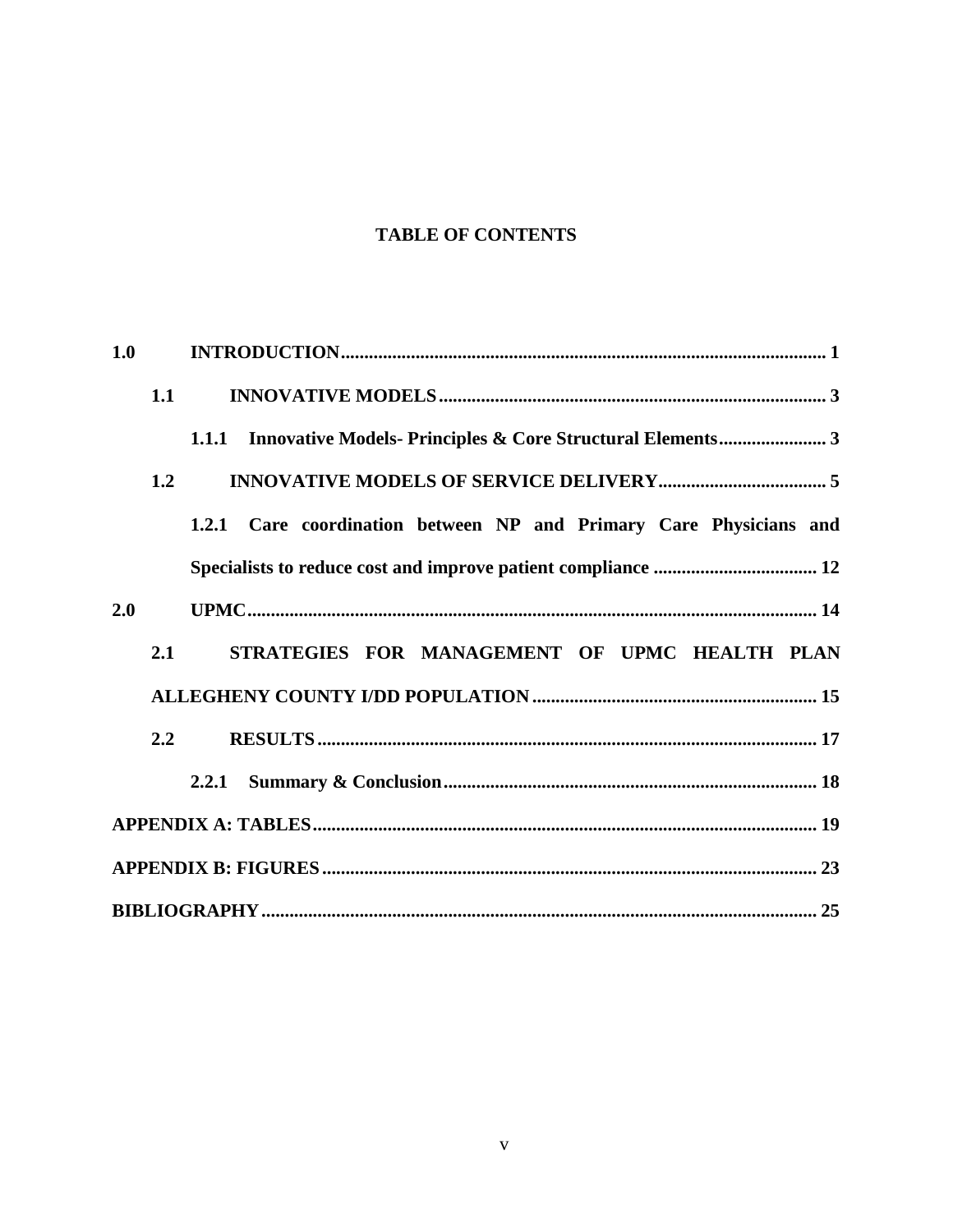**TABLE OF CONTENTS**

**1.0 INTRODUCTION** ........................................................................................................ **1**

**1.1 INNOVATIVE MODELS** .................................................................................. **3**

**1.1.1 Innovative Models- Principles & Core Structural Elements** ...................... **3**

**1.2 INNOVATIVE MODELS OF SERVICE DELIVERY** ................................... **5**

**1.2.1 Care coordination between NP and Primary Care Physicians and Specialists to reduce cost and improve patient compliance** .................................. **12**

**2.0 UPMC** ........................................................................................................................ **14**

**2.1 STRATEGIES FOR MANAGEMENT OF UPMC HEALTH PLAN ALLEGHENY COUNTY I/DD POPULATION** ............................................................ **15**

**2.2 RESULTS** ......................................................................................................... **17**

**2.2.1 Summary & Conclusion** .............................................................................. **18**

**APPENDIX A: TABLES** ............................................................................................................ **19**

**APPENDIX B: FIGURES** .......................................................................................................... **23**

**BIBLIOGRAPHY** ...................................................................................................................... **25**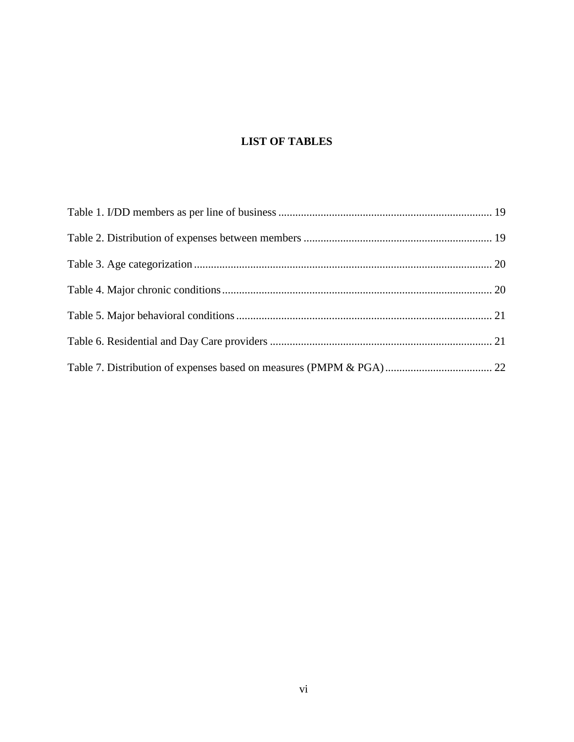# LIST OF TABLES

Table 1. I/DD members as per line of business ........................................................................... 19

Table 2. Distribution of expenses between members .................................................................. 19

Table 3. Age categorization ......................................................................................................... 20

Table 4. Major chronic conditions ............................................................................................... 20

Table 5. Major behavioral conditions .......................................................................................... 21

Table 6. Residential and Day Care providers .............................................................................. 21

Table 7. Distribution of expenses based on measures (PMPM & PGA) ...................................... 22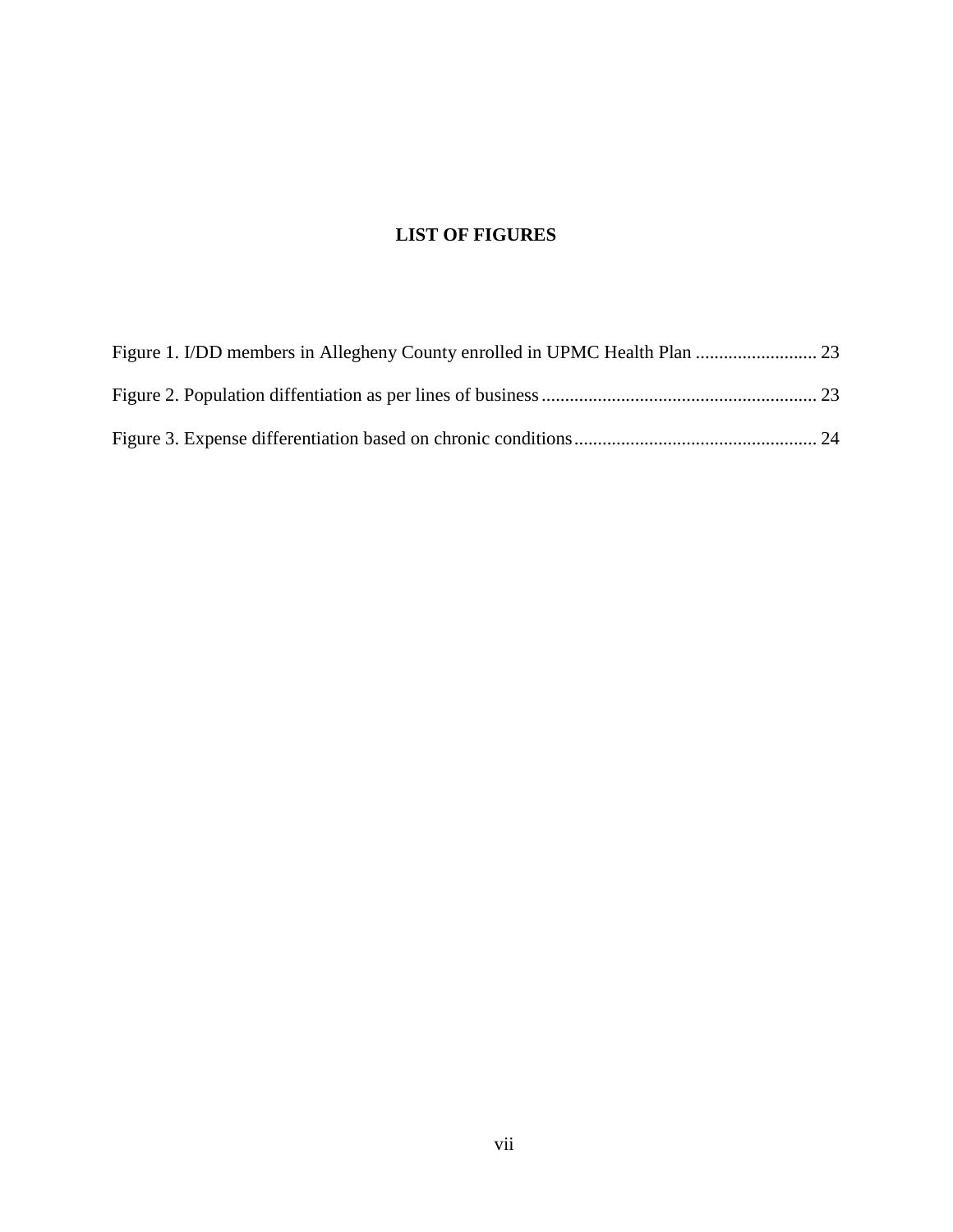## LIST OF FIGURES

Figure 1. I/DD members in Allegheny County enrolled in UPMC Health Plan .......................... 23

Figure 2. Population diffentiation as per lines of business ........................................................... 23

Figure 3. Expense differentiation based on chronic conditions .................................................... 24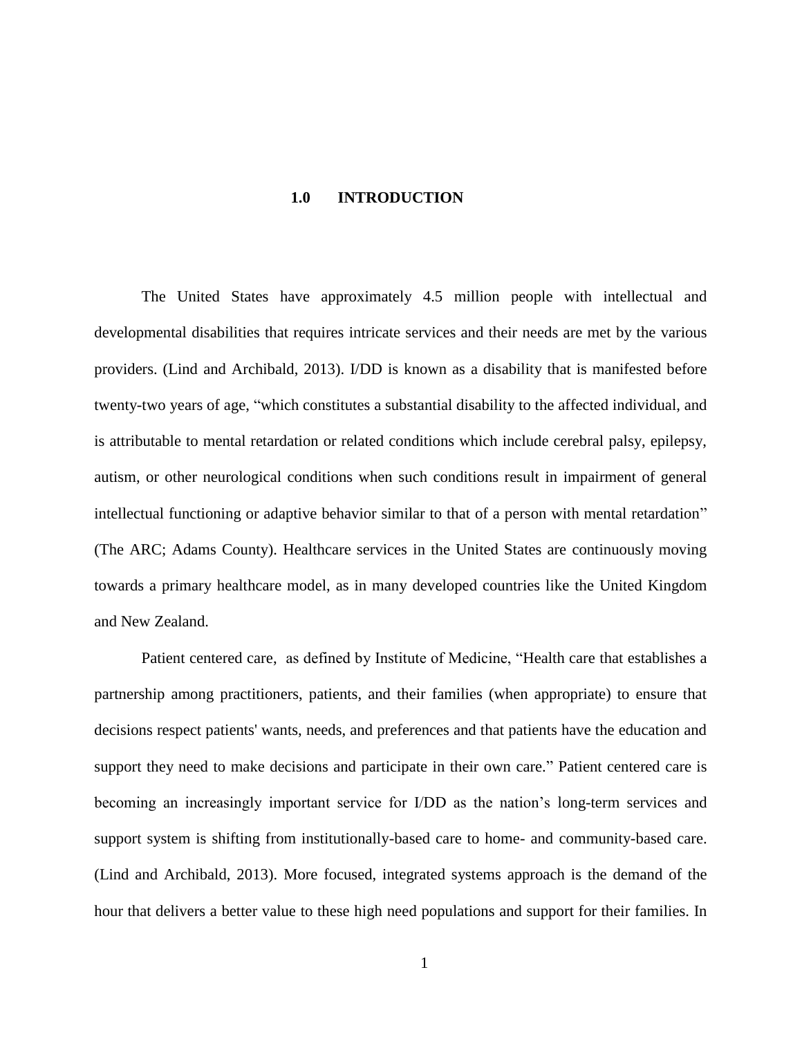# 1.0 INTRODUCTION

The United States have approximately 4.5 million people with intellectual and developmental disabilities that requires intricate services and their needs are met by the various providers. (Lind and Archibald, 2013). I/DD is known as a disability that is manifested before twenty-two years of age, "which constitutes a substantial disability to the affected individual, and is attributable to mental retardation or related conditions which include cerebral palsy, epilepsy, autism, or other neurological conditions when such conditions result in impairment of general intellectual functioning or adaptive behavior similar to that of a person with mental retardation" (The ARC; Adams County). Healthcare services in the United States are continuously moving towards a primary healthcare model, as in many developed countries like the United Kingdom and New Zealand.

Patient centered care, as defined by Institute of Medicine, "Health care that establishes a partnership among practitioners, patients, and their families (when appropriate) to ensure that decisions respect patients' wants, needs, and preferences and that patients have the education and support they need to make decisions and participate in their own care." Patient centered care is becoming an increasingly important service for I/DD as the nation's long-term services and support system is shifting from institutionally-based care to home- and community-based care. (Lind and Archibald, 2013). More focused, integrated systems approach is the demand of the hour that delivers a better value to these high need populations and support for their families. In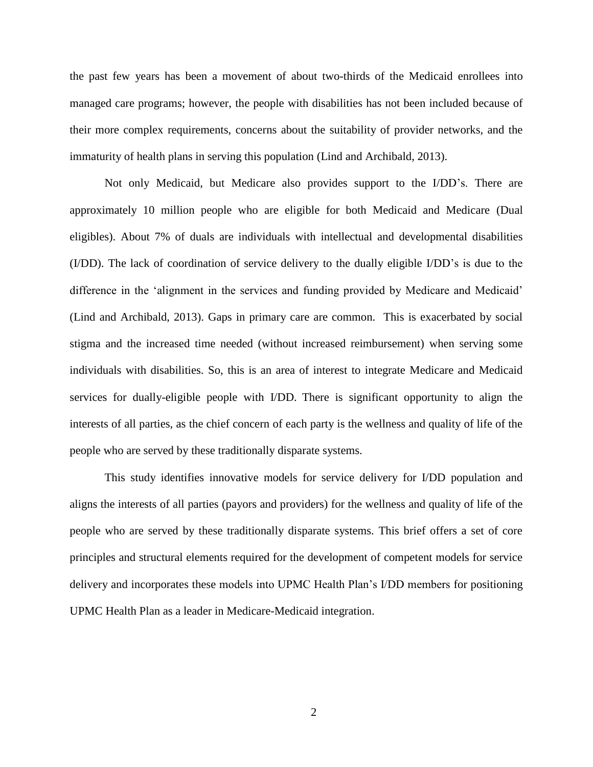the past few years has been a movement of about two-thirds of the Medicaid enrollees into managed care programs; however, the people with disabilities has not been included because of their more complex requirements, concerns about the suitability of provider networks, and the immaturity of health plans in serving this population (Lind and Archibald, 2013).

Not only Medicaid, but Medicare also provides support to the I/DD's. There are approximately 10 million people who are eligible for both Medicaid and Medicare (Dual eligibles). About 7% of duals are individuals with intellectual and developmental disabilities (I/DD). The lack of coordination of service delivery to the dually eligible I/DD's is due to the difference in the 'alignment in the services and funding provided by Medicare and Medicaid' (Lind and Archibald, 2013). Gaps in primary care are common. This is exacerbated by social stigma and the increased time needed (without increased reimbursement) when serving some individuals with disabilities. So, this is an area of interest to integrate Medicare and Medicaid services for dually-eligible people with I/DD. There is significant opportunity to align the interests of all parties, as the chief concern of each party is the wellness and quality of life of the people who are served by these traditionally disparate systems.

This study identifies innovative models for service delivery for I/DD population and aligns the interests of all parties (payors and providers) for the wellness and quality of life of the people who are served by these traditionally disparate systems. This brief offers a set of core principles and structural elements required for the development of competent models for service delivery and incorporates these models into UPMC Health Plan's I/DD members for positioning UPMC Health Plan as a leader in Medicare-Medicaid integration.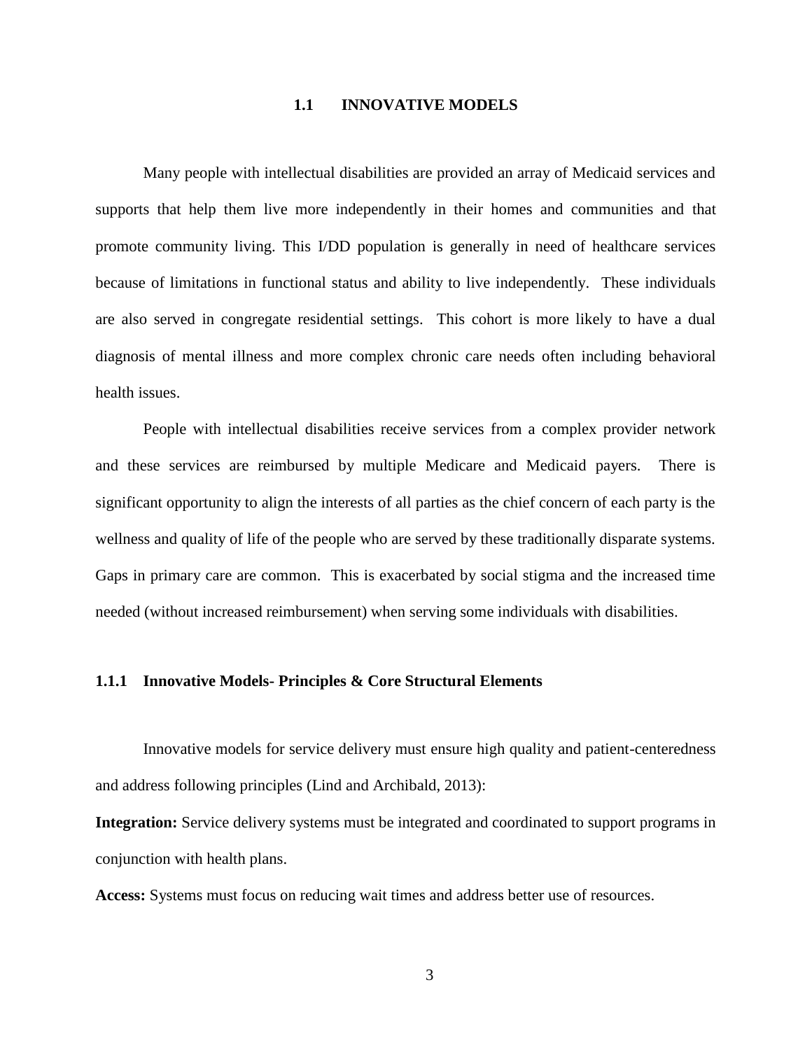## 1.1 INNOVATIVE MODELS

Many people with intellectual disabilities are provided an array of Medicaid services and supports that help them live more independently in their homes and communities and that promote community living. This I/DD population is generally in need of healthcare services because of limitations in functional status and ability to live independently. These individuals are also served in congregate residential settings. This cohort is more likely to have a dual diagnosis of mental illness and more complex chronic care needs often including behavioral health issues.

People with intellectual disabilities receive services from a complex provider network and these services are reimbursed by multiple Medicare and Medicaid payers. There is significant opportunity to align the interests of all parties as the chief concern of each party is the wellness and quality of life of the people who are served by these traditionally disparate systems. Gaps in primary care are common. This is exacerbated by social stigma and the increased time needed (without increased reimbursement) when serving some individuals with disabilities.

### 1.1.1 Innovative Models- Principles & Core Structural Elements

Innovative models for service delivery must ensure high quality and patient-centeredness and address following principles (Lind and Archibald, 2013):

**Integration:** Service delivery systems must be integrated and coordinated to support programs in conjunction with health plans.

**Access:** Systems must focus on reducing wait times and address better use of resources.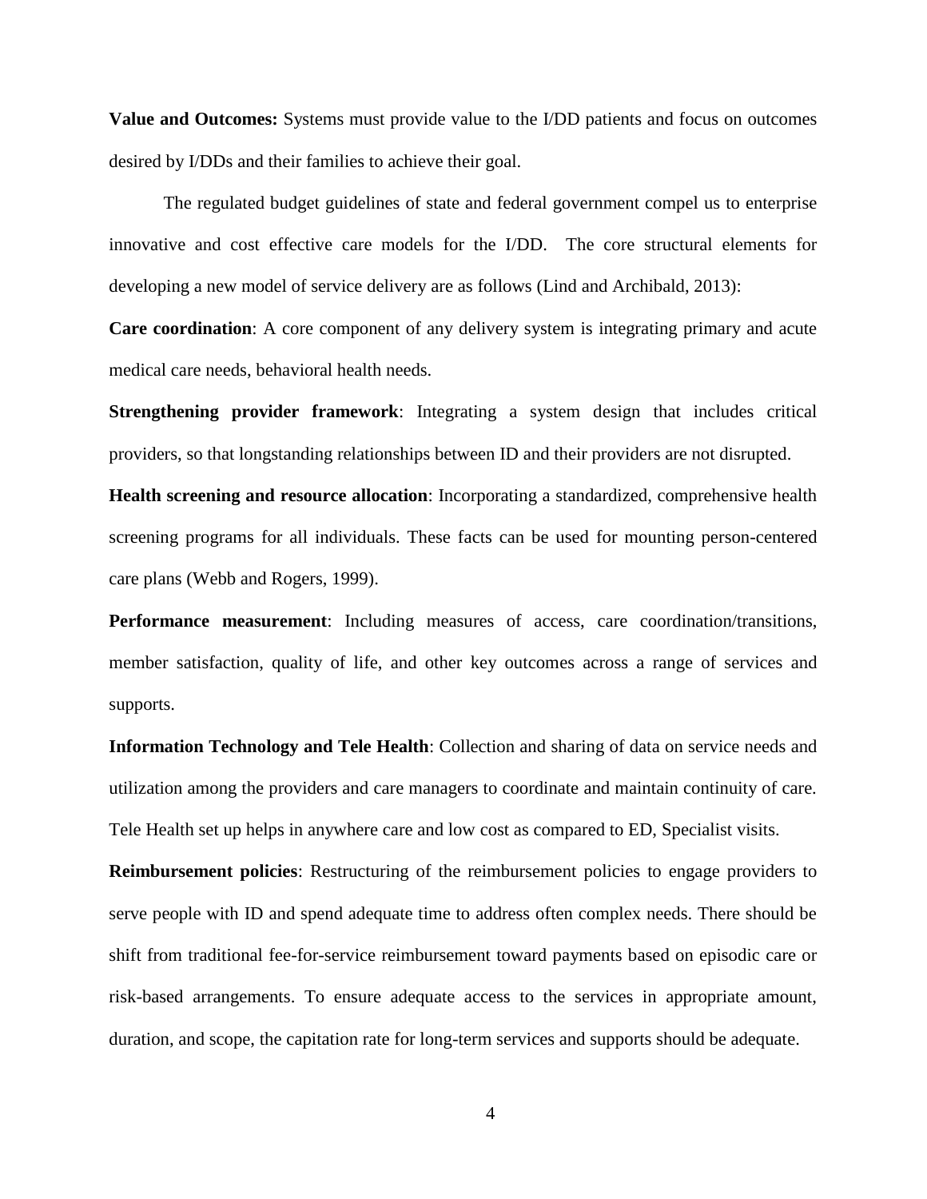**Value and Outcomes:** Systems must provide value to the I/DD patients and focus on outcomes desired by I/DDs and their families to achieve their goal.

The regulated budget guidelines of state and federal government compel us to enterprise innovative and cost effective care models for the I/DD. The core structural elements for developing a new model of service delivery are as follows (Lind and Archibald, 2013):

**Care coordination**: A core component of any delivery system is integrating primary and acute medical care needs, behavioral health needs.

**Strengthening provider framework**: Integrating a system design that includes critical providers, so that longstanding relationships between ID and their providers are not disrupted.

**Health screening and resource allocation**: Incorporating a standardized, comprehensive health screening programs for all individuals. These facts can be used for mounting person-centered care plans (Webb and Rogers, 1999).

**Performance measurement**: Including measures of access, care coordination/transitions, member satisfaction, quality of life, and other key outcomes across a range of services and supports.

**Information Technology and Tele Health**: Collection and sharing of data on service needs and utilization among the providers and care managers to coordinate and maintain continuity of care. Tele Health set up helps in anywhere care and low cost as compared to ED, Specialist visits.

**Reimbursement policies**: Restructuring of the reimbursement policies to engage providers to serve people with ID and spend adequate time to address often complex needs. There should be shift from traditional fee-for-service reimbursement toward payments based on episodic care or risk-based arrangements. To ensure adequate access to the services in appropriate amount, duration, and scope, the capitation rate for long-term services and supports should be adequate.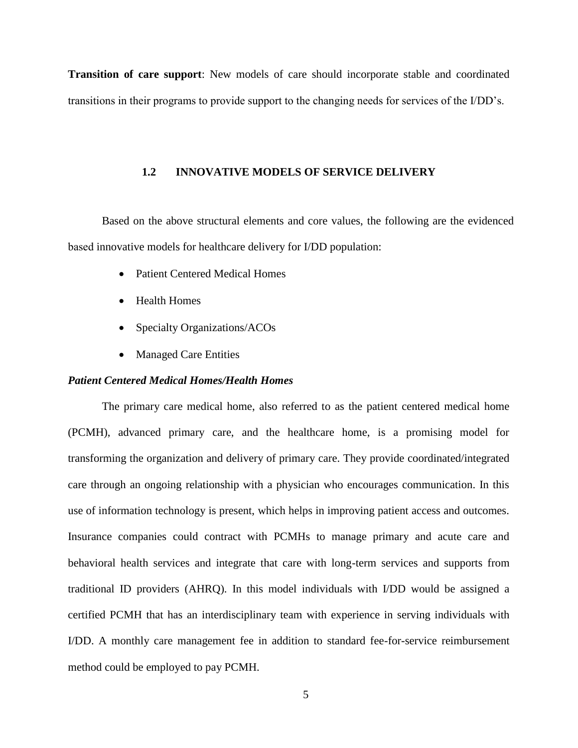**Transition of care support**: New models of care should incorporate stable and coordinated transitions in their programs to provide support to the changing needs for services of the I/DD's.

## 1.2 INNOVATIVE MODELS OF SERVICE DELIVERY

Based on the above structural elements and core values, the following are the evidenced based innovative models for healthcare delivery for I/DD population:

- Patient Centered Medical Homes
- Health Homes
- Specialty Organizations/ACOs
- Managed Care Entities

***Patient Centered Medical Homes/Health Homes***

The primary care medical home, also referred to as the patient centered medical home (PCMH), advanced primary care, and the healthcare home, is a promising model for transforming the organization and delivery of primary care. They provide coordinated/integrated care through an ongoing relationship with a physician who encourages communication. In this use of information technology is present, which helps in improving patient access and outcomes. Insurance companies could contract with PCMHs to manage primary and acute care and behavioral health services and integrate that care with long-term services and supports from traditional ID providers (AHRQ). In this model individuals with I/DD would be assigned a certified PCMH that has an interdisciplinary team with experience in serving individuals with I/DD. A monthly care management fee in addition to standard fee-for-service reimbursement method could be employed to pay PCMH.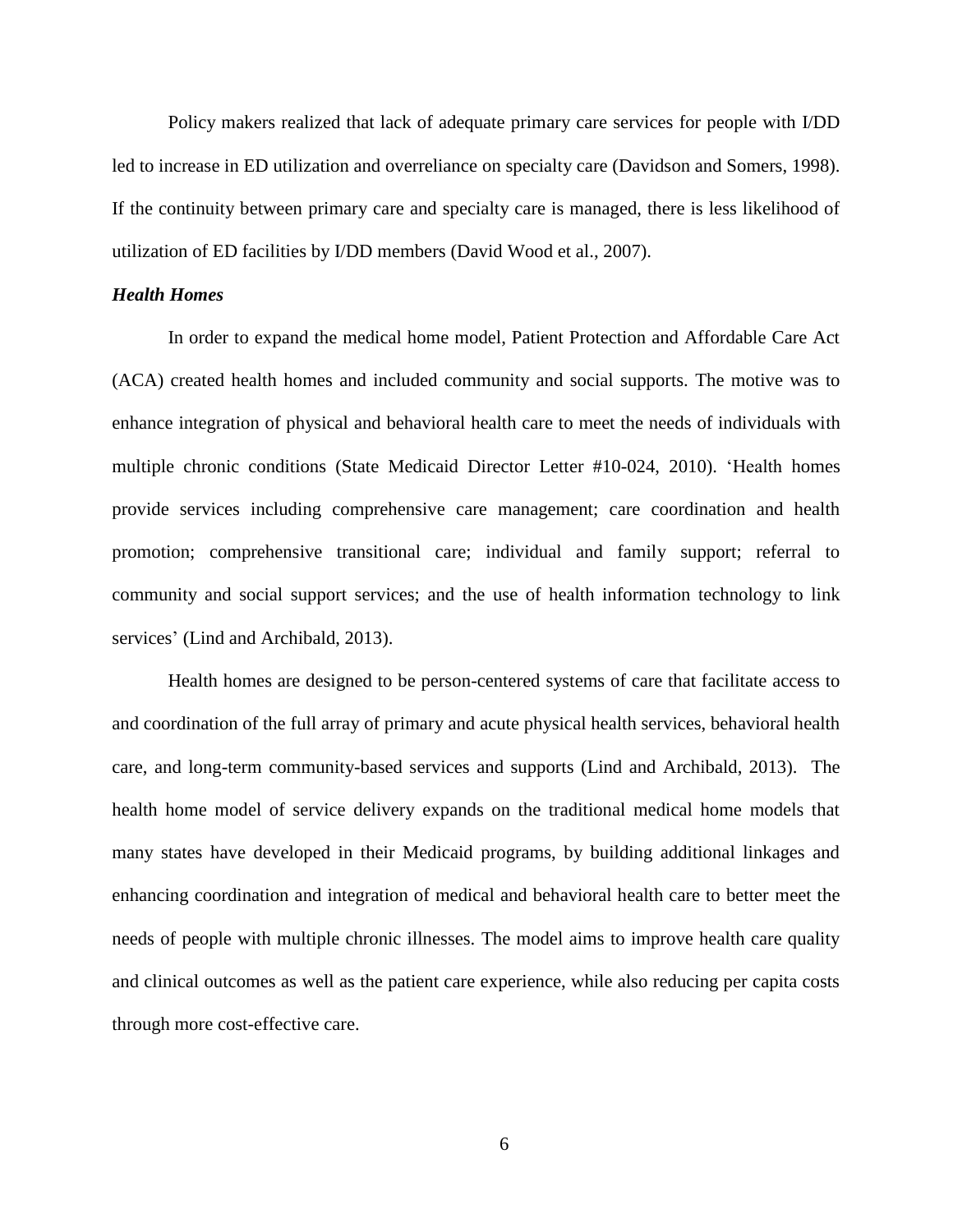Policy makers realized that lack of adequate primary care services for people with I/DD led to increase in ED utilization and overreliance on specialty care (Davidson and Somers, 1998). If the continuity between primary care and specialty care is managed, there is less likelihood of utilization of ED facilities by I/DD members (David Wood et al., 2007).

### *Health Homes*

In order to expand the medical home model, Patient Protection and Affordable Care Act (ACA) created health homes and included community and social supports. The motive was to enhance integration of physical and behavioral health care to meet the needs of individuals with multiple chronic conditions (State Medicaid Director Letter #10-024, 2010). 'Health homes provide services including comprehensive care management; care coordination and health promotion; comprehensive transitional care; individual and family support; referral to community and social support services; and the use of health information technology to link services' (Lind and Archibald, 2013).

Health homes are designed to be person-centered systems of care that facilitate access to and coordination of the full array of primary and acute physical health services, behavioral health care, and long-term community-based services and supports (Lind and Archibald, 2013). The health home model of service delivery expands on the traditional medical home models that many states have developed in their Medicaid programs, by building additional linkages and enhancing coordination and integration of medical and behavioral health care to better meet the needs of people with multiple chronic illnesses. The model aims to improve health care quality and clinical outcomes as well as the patient care experience, while also reducing per capita costs through more cost-effective care.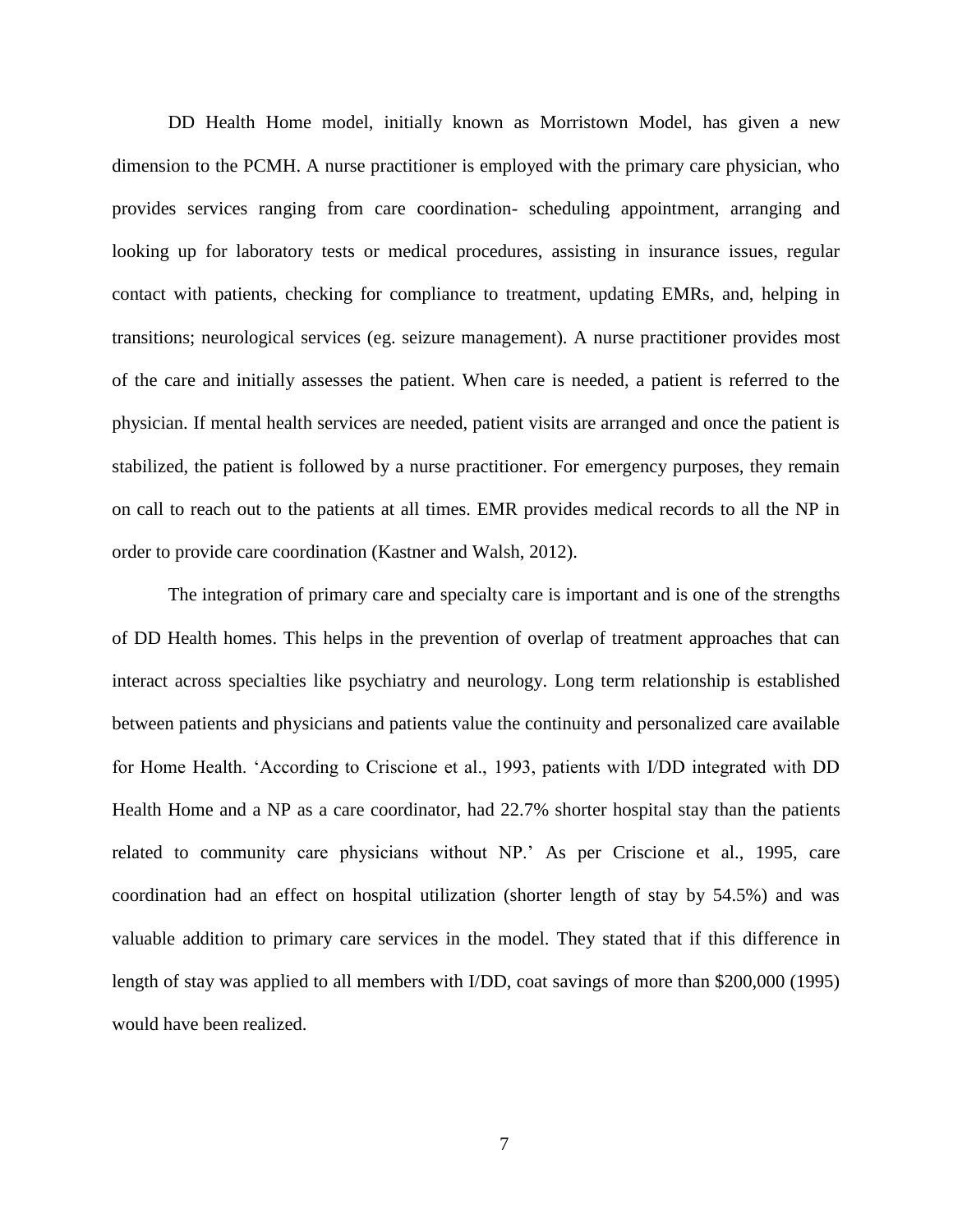DD Health Home model, initially known as Morristown Model, has given a new dimension to the PCMH. A nurse practitioner is employed with the primary care physician, who provides services ranging from care coordination- scheduling appointment, arranging and looking up for laboratory tests or medical procedures, assisting in insurance issues, regular contact with patients, checking for compliance to treatment, updating EMRs, and, helping in transitions; neurological services (eg. seizure management). A nurse practitioner provides most of the care and initially assesses the patient. When care is needed, a patient is referred to the physician. If mental health services are needed, patient visits are arranged and once the patient is stabilized, the patient is followed by a nurse practitioner. For emergency purposes, they remain on call to reach out to the patients at all times. EMR provides medical records to all the NP in order to provide care coordination (Kastner and Walsh, 2012).

The integration of primary care and specialty care is important and is one of the strengths of DD Health homes. This helps in the prevention of overlap of treatment approaches that can interact across specialties like psychiatry and neurology. Long term relationship is established between patients and physicians and patients value the continuity and personalized care available for Home Health. 'According to Criscione et al., 1993, patients with I/DD integrated with DD Health Home and a NP as a care coordinator, had 22.7% shorter hospital stay than the patients related to community care physicians without NP.' As per Criscione et al., 1995, care coordination had an effect on hospital utilization (shorter length of stay by 54.5%) and was valuable addition to primary care services in the model. They stated that if this difference in length of stay was applied to all members with I/DD, coat savings of more than \$200,000 (1995) would have been realized.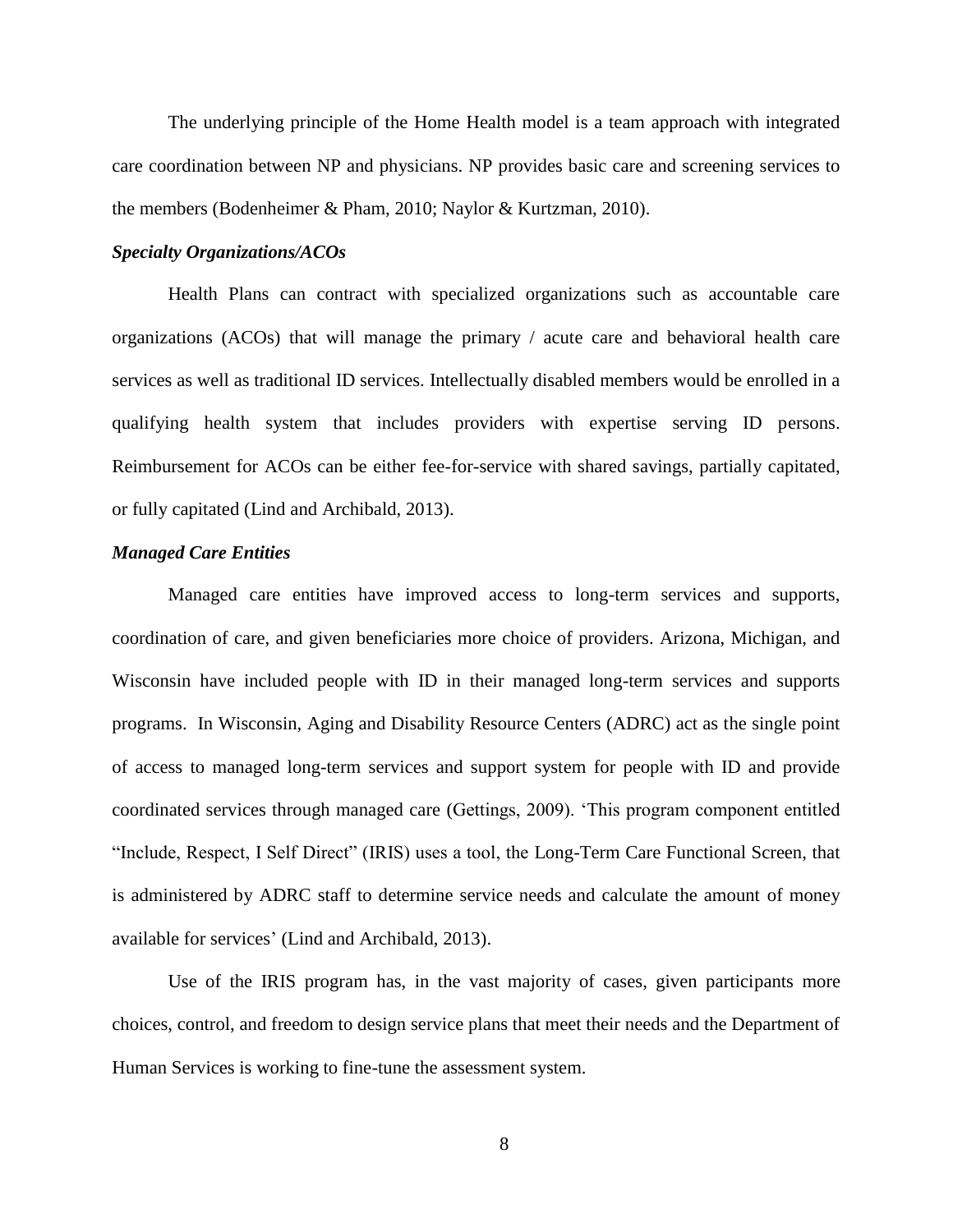The underlying principle of the Home Health model is a team approach with integrated care coordination between NP and physicians. NP provides basic care and screening services to the members (Bodenheimer & Pham, 2010; Naylor & Kurtzman, 2010).

***Specialty Organizations/ACOs***

Health Plans can contract with specialized organizations such as accountable care organizations (ACOs) that will manage the primary / acute care and behavioral health care services as well as traditional ID services. Intellectually disabled members would be enrolled in a qualifying health system that includes providers with expertise serving ID persons. Reimbursement for ACOs can be either fee-for-service with shared savings, partially capitated, or fully capitated (Lind and Archibald, 2013).

***Managed Care Entities***

Managed care entities have improved access to long-term services and supports, coordination of care, and given beneficiaries more choice of providers. Arizona, Michigan, and Wisconsin have included people with ID in their managed long-term services and supports programs. In Wisconsin, Aging and Disability Resource Centers (ADRC) act as the single point of access to managed long-term services and support system for people with ID and provide coordinated services through managed care (Gettings, 2009). 'This program component entitled "Include, Respect, I Self Direct" (IRIS) uses a tool, the Long-Term Care Functional Screen, that is administered by ADRC staff to determine service needs and calculate the amount of money available for services' (Lind and Archibald, 2013).

Use of the IRIS program has, in the vast majority of cases, given participants more choices, control, and freedom to design service plans that meet their needs and the Department of Human Services is working to fine-tune the assessment system.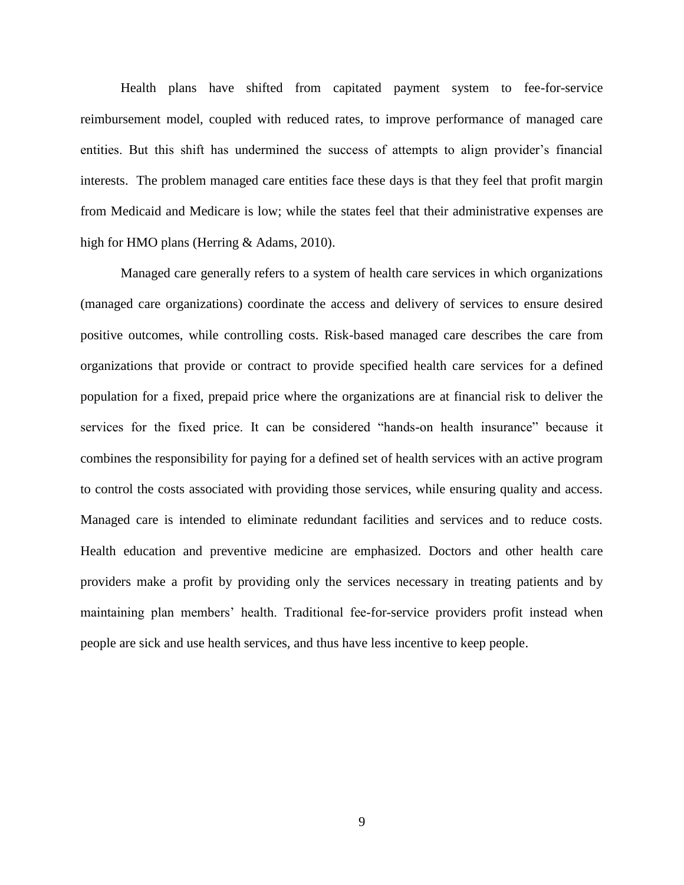Health plans have shifted from capitated payment system to fee-for-service reimbursement model, coupled with reduced rates, to improve performance of managed care entities. But this shift has undermined the success of attempts to align provider's financial interests. The problem managed care entities face these days is that they feel that profit margin from Medicaid and Medicare is low; while the states feel that their administrative expenses are high for HMO plans (Herring & Adams, 2010).

Managed care generally refers to a system of health care services in which organizations (managed care organizations) coordinate the access and delivery of services to ensure desired positive outcomes, while controlling costs. Risk-based managed care describes the care from organizations that provide or contract to provide specified health care services for a defined population for a fixed, prepaid price where the organizations are at financial risk to deliver the services for the fixed price. It can be considered "hands-on health insurance" because it combines the responsibility for paying for a defined set of health services with an active program to control the costs associated with providing those services, while ensuring quality and access. Managed care is intended to eliminate redundant facilities and services and to reduce costs. Health education and preventive medicine are emphasized. Doctors and other health care providers make a profit by providing only the services necessary in treating patients and by maintaining plan members' health. Traditional fee-for-service providers profit instead when people are sick and use health services, and thus have less incentive to keep people.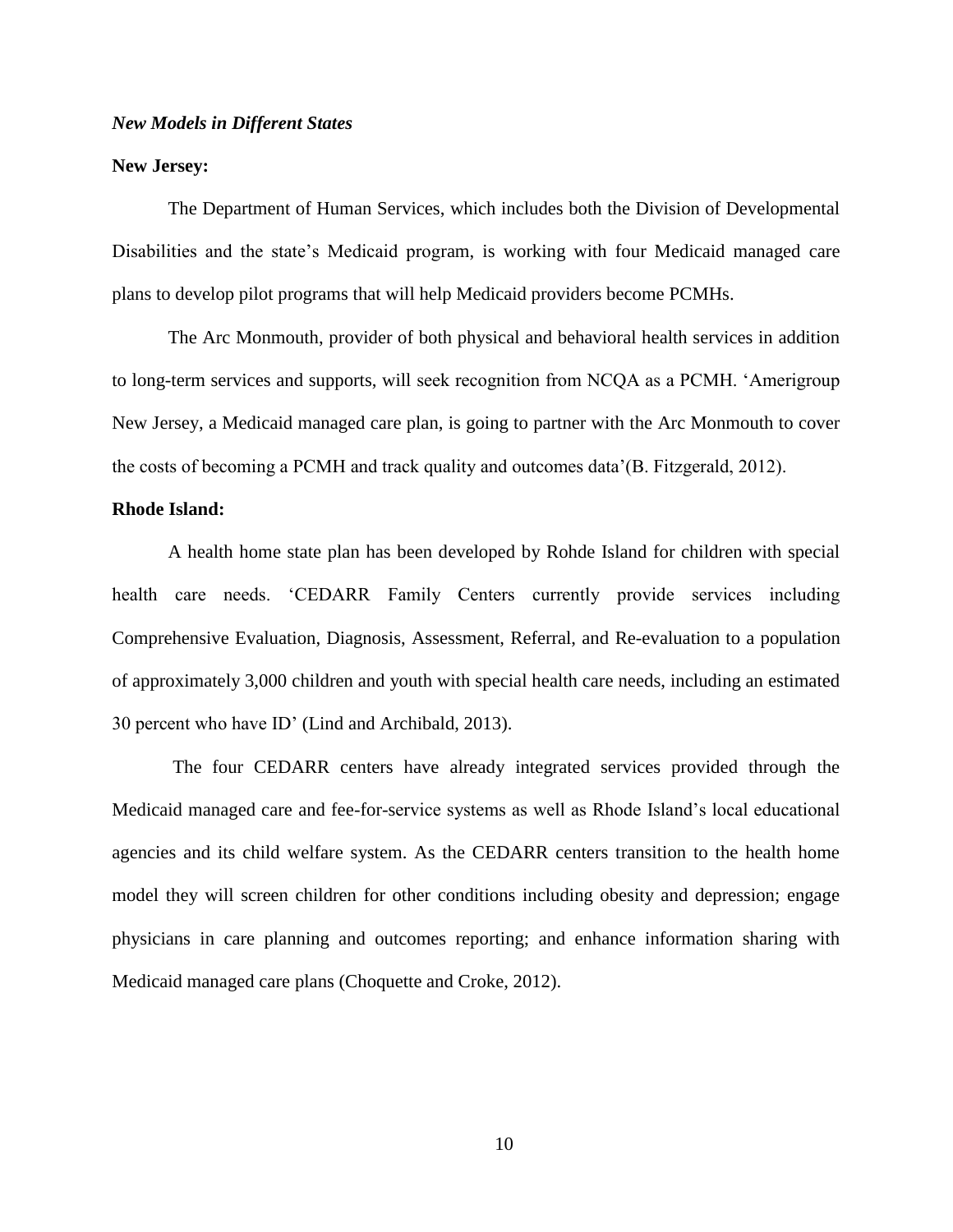### *New Models in Different States*

**New Jersey:**

The Department of Human Services, which includes both the Division of Developmental Disabilities and the state's Medicaid program, is working with four Medicaid managed care plans to develop pilot programs that will help Medicaid providers become PCMHs.

The Arc Monmouth, provider of both physical and behavioral health services in addition to long-term services and supports, will seek recognition from NCQA as a PCMH. 'Amerigroup New Jersey, a Medicaid managed care plan, is going to partner with the Arc Monmouth to cover the costs of becoming a PCMH and track quality and outcomes data'(B. Fitzgerald, 2012).

**Rhode Island:**

A health home state plan has been developed by Rohde Island for children with special health care needs. 'CEDARR Family Centers currently provide services including Comprehensive Evaluation, Diagnosis, Assessment, Referral, and Re-evaluation to a population of approximately 3,000 children and youth with special health care needs, including an estimated 30 percent who have ID' (Lind and Archibald, 2013).

The four CEDARR centers have already integrated services provided through the Medicaid managed care and fee-for-service systems as well as Rhode Island's local educational agencies and its child welfare system. As the CEDARR centers transition to the health home model they will screen children for other conditions including obesity and depression; engage physicians in care planning and outcomes reporting; and enhance information sharing with Medicaid managed care plans (Choquette and Croke, 2012).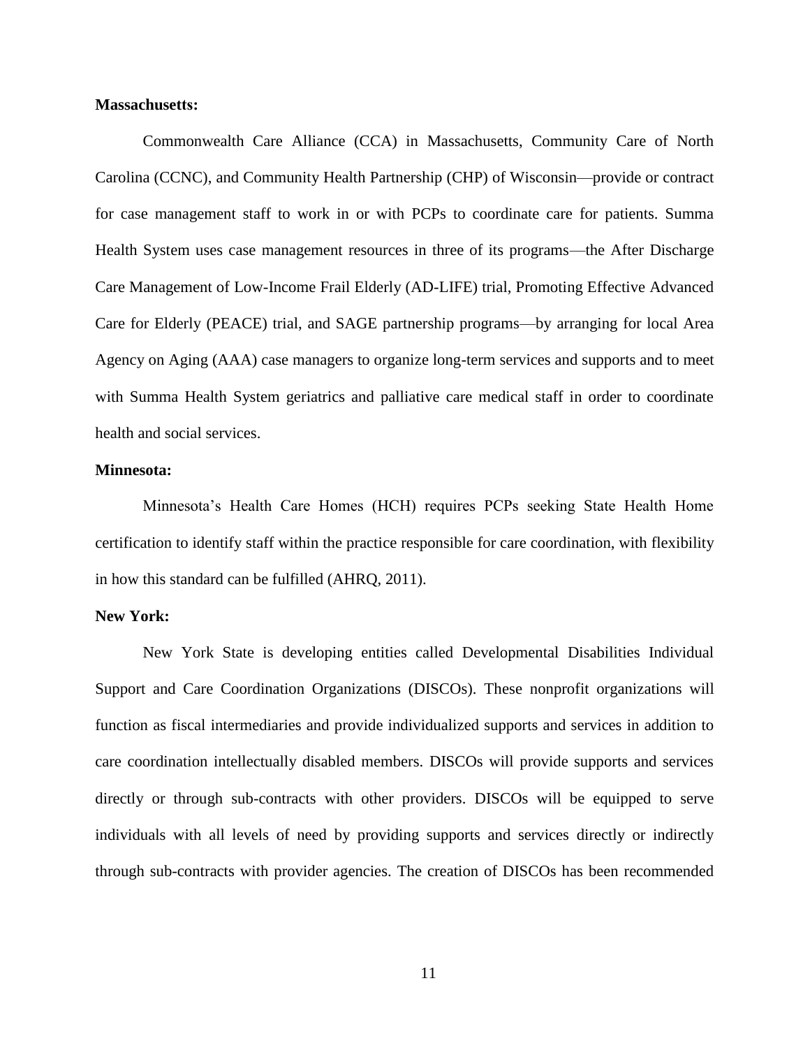**Massachusetts:**

Commonwealth Care Alliance (CCA) in Massachusetts, Community Care of North Carolina (CCNC), and Community Health Partnership (CHP) of Wisconsin—provide or contract for case management staff to work in or with PCPs to coordinate care for patients. Summa Health System uses case management resources in three of its programs—the After Discharge Care Management of Low-Income Frail Elderly (AD-LIFE) trial, Promoting Effective Advanced Care for Elderly (PEACE) trial, and SAGE partnership programs—by arranging for local Area Agency on Aging (AAA) case managers to organize long-term services and supports and to meet with Summa Health System geriatrics and palliative care medical staff in order to coordinate health and social services.

**Minnesota:**

Minnesota's Health Care Homes (HCH) requires PCPs seeking State Health Home certification to identify staff within the practice responsible for care coordination, with flexibility in how this standard can be fulfilled (AHRQ, 2011).

**New York:**

New York State is developing entities called Developmental Disabilities Individual Support and Care Coordination Organizations (DISCOs). These nonprofit organizations will function as fiscal intermediaries and provide individualized supports and services in addition to care coordination intellectually disabled members. DISCOs will provide supports and services directly or through sub-contracts with other providers. DISCOs will be equipped to serve individuals with all levels of need by providing supports and services directly or indirectly through sub-contracts with provider agencies. The creation of DISCOs has been recommended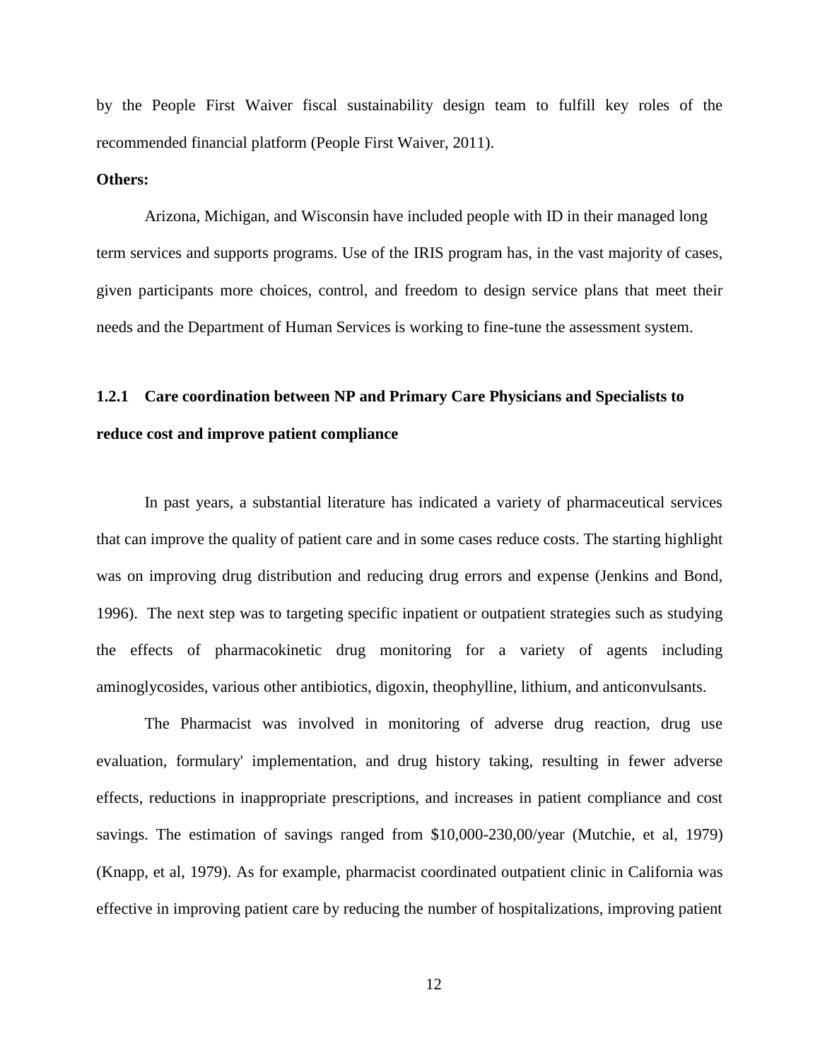by the People First Waiver fiscal sustainability design team to fulfill key roles of the recommended financial platform (People First Waiver, 2011).

**Others:**

Arizona, Michigan, and Wisconsin have included people with ID in their managed long term services and supports programs. Use of the IRIS program has, in the vast majority of cases, given participants more choices, control, and freedom to design service plans that meet their needs and the Department of Human Services is working to fine-tune the assessment system.

### 1.2.1 Care coordination between NP and Primary Care Physicians and Specialists to reduce cost and improve patient compliance

In past years, a substantial literature has indicated a variety of pharmaceutical services that can improve the quality of patient care and in some cases reduce costs. The starting highlight was on improving drug distribution and reducing drug errors and expense (Jenkins and Bond, 1996). The next step was to targeting specific inpatient or outpatient strategies such as studying the effects of pharmacokinetic drug monitoring for a variety of agents including aminoglycosides, various other antibiotics, digoxin, theophylline, lithium, and anticonvulsants.

The Pharmacist was involved in monitoring of adverse drug reaction, drug use evaluation, formulary' implementation, and drug history taking, resulting in fewer adverse effects, reductions in inappropriate prescriptions, and increases in patient compliance and cost savings. The estimation of savings ranged from $10,000-230,00/year (Mutchie, et al, 1979) (Knapp, et al, 1979). As for example, pharmacist coordinated outpatient clinic in California was effective in improving patient care by reducing the number of hospitalizations, improving patient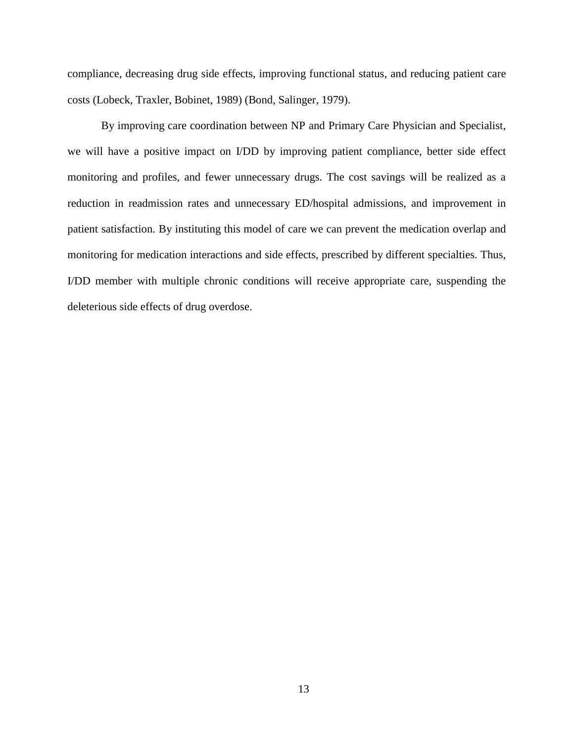compliance, decreasing drug side effects, improving functional status, and reducing patient care costs (Lobeck, Traxler, Bobinet, 1989) (Bond, Salinger, 1979).

By improving care coordination between NP and Primary Care Physician and Specialist, we will have a positive impact on I/DD by improving patient compliance, better side effect monitoring and profiles, and fewer unnecessary drugs. The cost savings will be realized as a reduction in readmission rates and unnecessary ED/hospital admissions, and improvement in patient satisfaction. By instituting this model of care we can prevent the medication overlap and monitoring for medication interactions and side effects, prescribed by different specialties. Thus, I/DD member with multiple chronic conditions will receive appropriate care, suspending the deleterious side effects of drug overdose.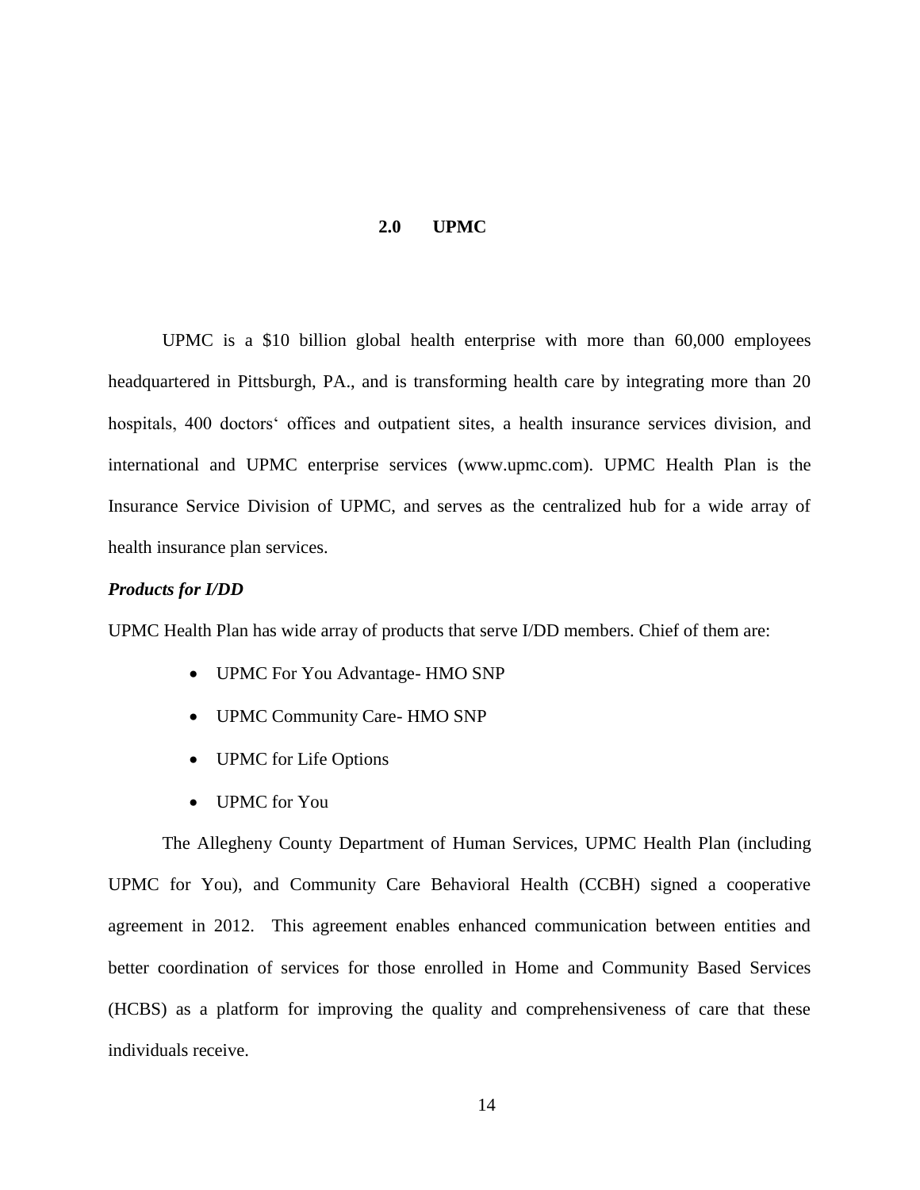# 2.0 UPMC

UPMC is a $10 billion global health enterprise with more than 60,000 employees headquartered in Pittsburgh, PA., and is transforming health care by integrating more than 20 hospitals, 400 doctors' offices and outpatient sites, a health insurance services division, and international and UPMC enterprise services (www.upmc.com). UPMC Health Plan is the Insurance Service Division of UPMC, and serves as the centralized hub for a wide array of health insurance plan services.

***Products for I/DD***

UPMC Health Plan has wide array of products that serve I/DD members. Chief of them are:

- UPMC For You Advantage- HMO SNP
- UPMC Community Care- HMO SNP
- UPMC for Life Options
- UPMC for You

The Allegheny County Department of Human Services, UPMC Health Plan (including UPMC for You), and Community Care Behavioral Health (CCBH) signed a cooperative agreement in 2012. This agreement enables enhanced communication between entities and better coordination of services for those enrolled in Home and Community Based Services (HCBS) as a platform for improving the quality and comprehensiveness of care that these individuals receive.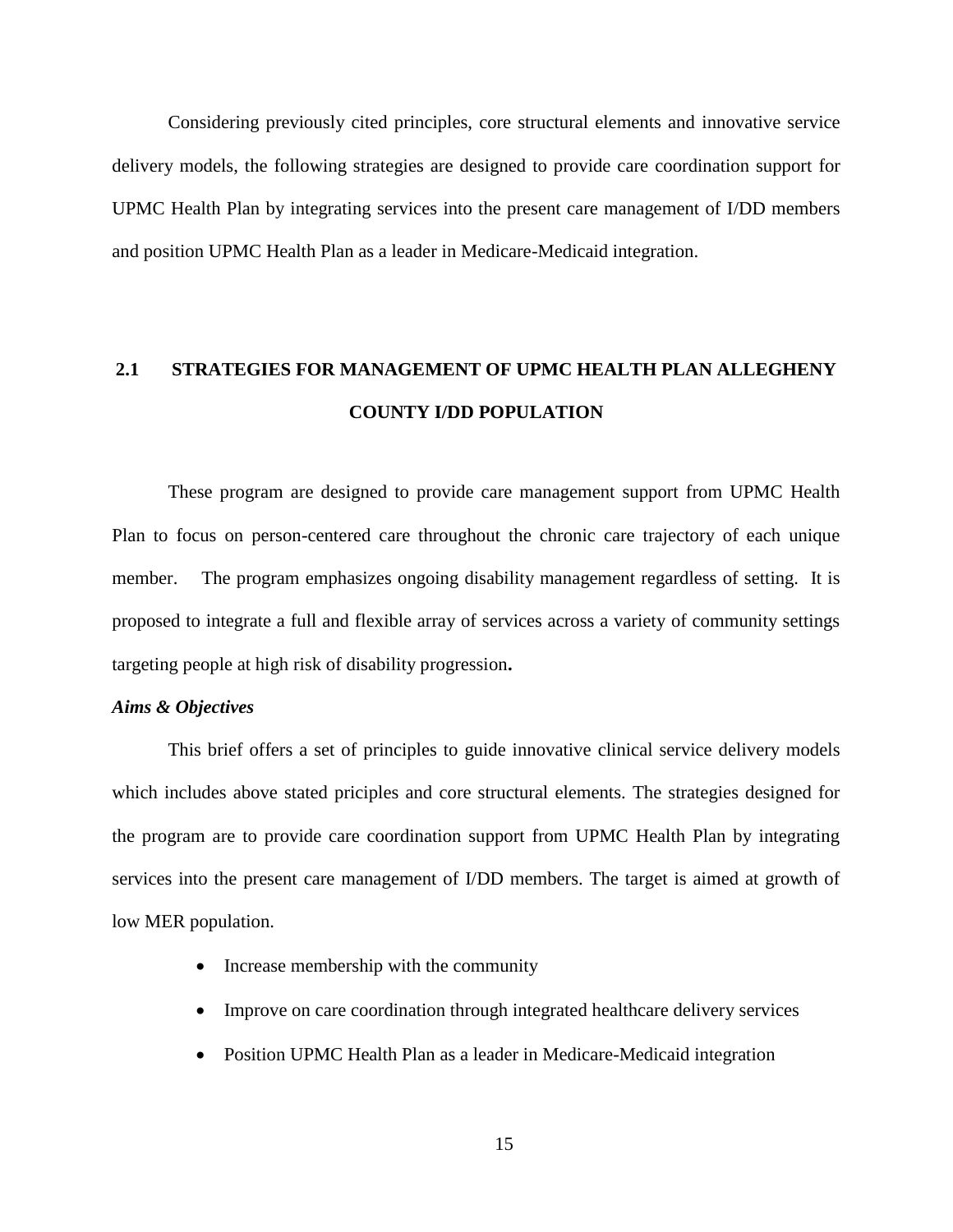Considering previously cited principles, core structural elements and innovative service delivery models, the following strategies are designed to provide care coordination support for UPMC Health Plan by integrating services into the present care management of I/DD members and position UPMC Health Plan as a leader in Medicare-Medicaid integration.

## 2.1 STRATEGIES FOR MANAGEMENT OF UPMC HEALTH PLAN ALLEGHENY COUNTY I/DD POPULATION

These program are designed to provide care management support from UPMC Health Plan to focus on person-centered care throughout the chronic care trajectory of each unique member. The program emphasizes ongoing disability management regardless of setting. It is proposed to integrate a full and flexible array of services across a variety of community settings targeting people at high risk of disability progression**.**

***Aims & Objectives***

This brief offers a set of principles to guide innovative clinical service delivery models which includes above stated priciples and core structural elements. The strategies designed for the program are to provide care coordination support from UPMC Health Plan by integrating services into the present care management of I/DD members. The target is aimed at growth of low MER population.

- Increase membership with the community
- Improve on care coordination through integrated healthcare delivery services
- Position UPMC Health Plan as a leader in Medicare-Medicaid integration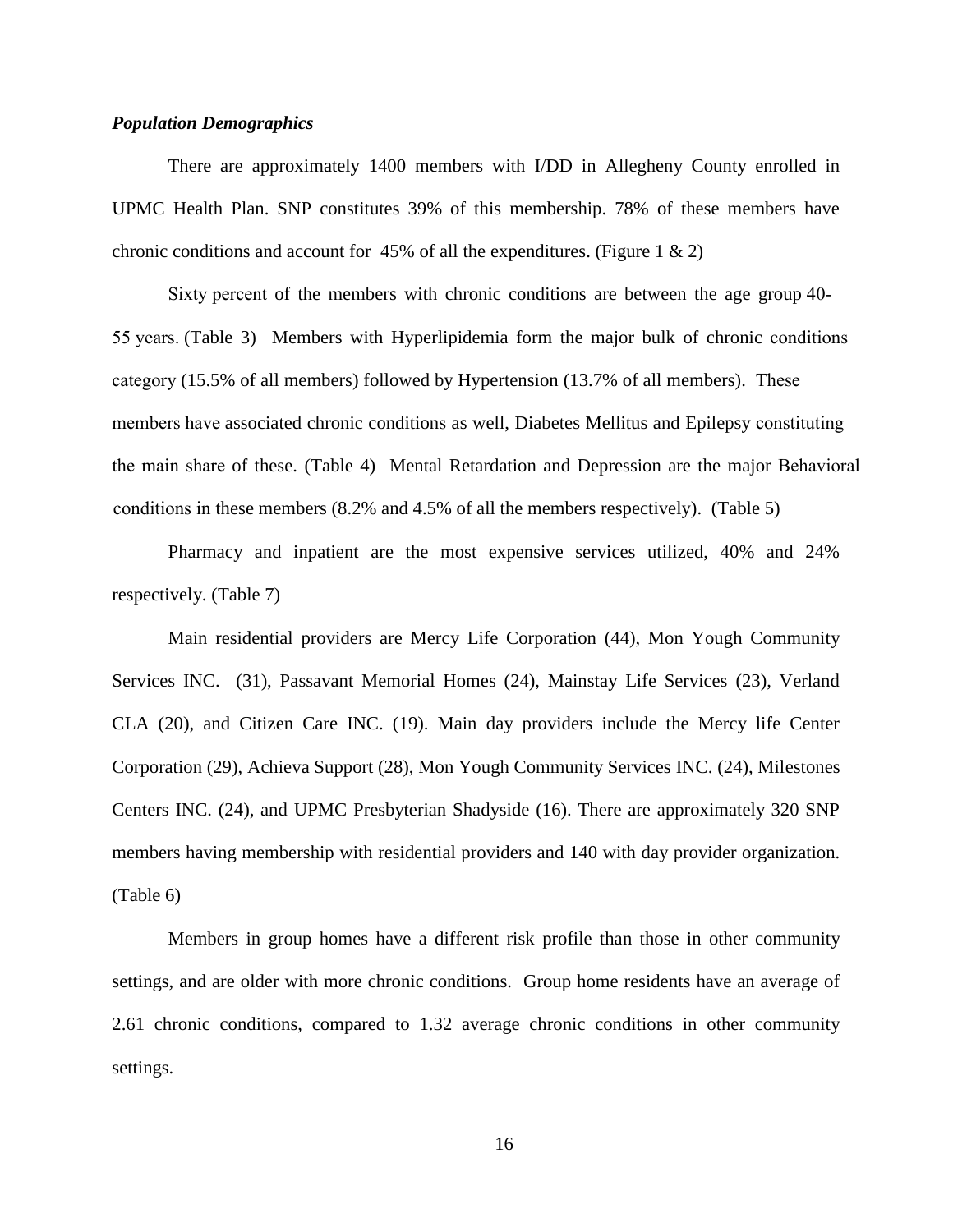***Population Demographics***

There are approximately 1400 members with I/DD in Allegheny County enrolled in UPMC Health Plan. SNP constitutes 39% of this membership. 78% of these members have chronic conditions and account for 45% of all the expenditures. (Figure 1 & 2)

Sixty percent of the members with chronic conditions are between the age group 40-55 years. (Table 3) Members with Hyperlipidemia form the major bulk of chronic conditions category (15.5% of all members) followed by Hypertension (13.7% of all members). These members have associated chronic conditions as well, Diabetes Mellitus and Epilepsy constituting the main share of these. (Table 4) Mental Retardation and Depression are the major Behavioral conditions in these members (8.2% and 4.5% of all the members respectively). (Table 5)

Pharmacy and inpatient are the most expensive services utilized, 40% and 24% respectively. (Table 7)

Main residential providers are Mercy Life Corporation (44), Mon Yough Community Services INC. (31), Passavant Memorial Homes (24), Mainstay Life Services (23), Verland CLA (20), and Citizen Care INC. (19). Main day providers include the Mercy life Center Corporation (29), Achieva Support (28), Mon Yough Community Services INC. (24), Milestones Centers INC. (24), and UPMC Presbyterian Shadyside (16). There are approximately 320 SNP members having membership with residential providers and 140 with day provider organization. (Table 6)

Members in group homes have a different risk profile than those in other community settings, and are older with more chronic conditions. Group home residents have an average of 2.61 chronic conditions, compared to 1.32 average chronic conditions in other community settings.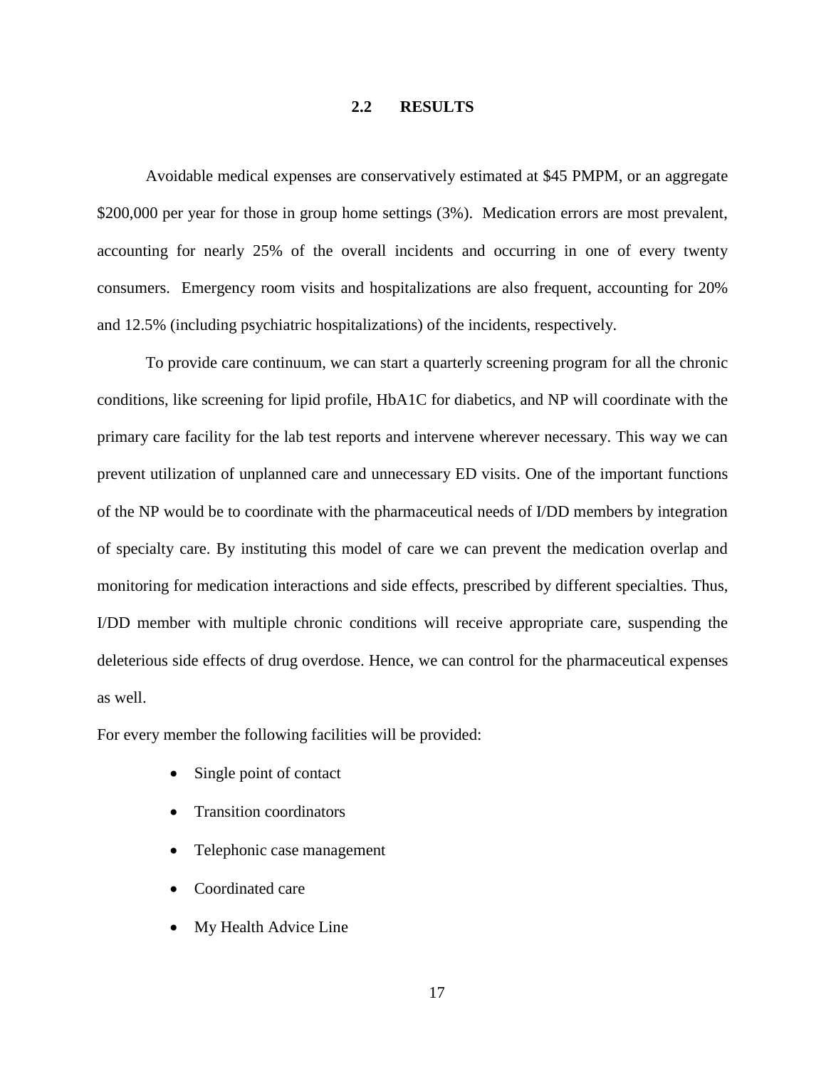## 2.2 RESULTS

Avoidable medical expenses are conservatively estimated at $45 PMPM, or an aggregate $200,000 per year for those in group home settings (3%). Medication errors are most prevalent, accounting for nearly 25% of the overall incidents and occurring in one of every twenty consumers. Emergency room visits and hospitalizations are also frequent, accounting for 20% and 12.5% (including psychiatric hospitalizations) of the incidents, respectively.

To provide care continuum, we can start a quarterly screening program for all the chronic conditions, like screening for lipid profile, HbA1C for diabetics, and NP will coordinate with the primary care facility for the lab test reports and intervene wherever necessary. This way we can prevent utilization of unplanned care and unnecessary ED visits. One of the important functions of the NP would be to coordinate with the pharmaceutical needs of I/DD members by integration of specialty care. By instituting this model of care we can prevent the medication overlap and monitoring for medication interactions and side effects, prescribed by different specialties. Thus, I/DD member with multiple chronic conditions will receive appropriate care, suspending the deleterious side effects of drug overdose. Hence, we can control for the pharmaceutical expenses as well.

For every member the following facilities will be provided:

- Single point of contact
- Transition coordinators
- Telephonic case management
- Coordinated care
- My Health Advice Line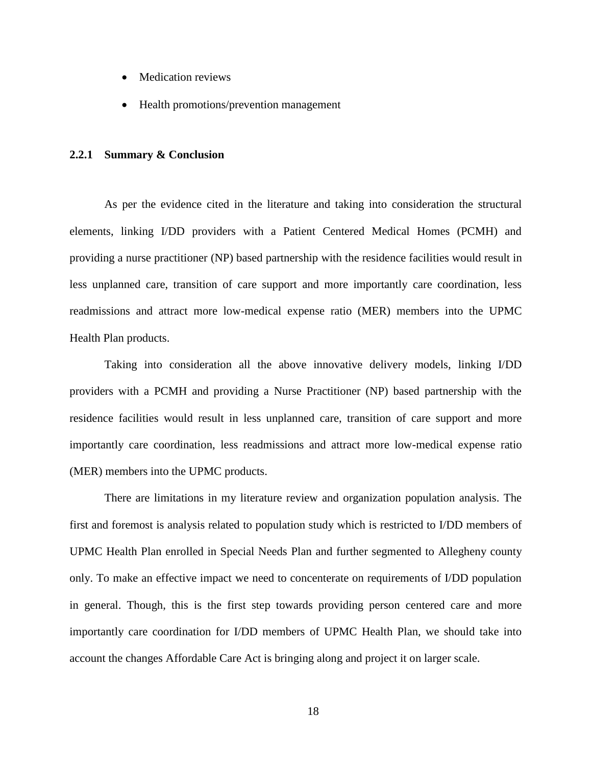- Medication reviews
- Health promotions/prevention management

### 2.2.1 Summary & Conclusion

As per the evidence cited in the literature and taking into consideration the structural elements, linking I/DD providers with a Patient Centered Medical Homes (PCMH) and providing a nurse practitioner (NP) based partnership with the residence facilities would result in less unplanned care, transition of care support and more importantly care coordination, less readmissions and attract more low-medical expense ratio (MER) members into the UPMC Health Plan products.

Taking into consideration all the above innovative delivery models, linking I/DD providers with a PCMH and providing a Nurse Practitioner (NP) based partnership with the residence facilities would result in less unplanned care, transition of care support and more importantly care coordination, less readmissions and attract more low-medical expense ratio (MER) members into the UPMC products.

There are limitations in my literature review and organization population analysis. The first and foremost is analysis related to population study which is restricted to I/DD members of UPMC Health Plan enrolled in Special Needs Plan and further segmented to Allegheny county only. To make an effective impact we need to concenterate on requirements of I/DD population in general. Though, this is the first step towards providing person centered care and more importantly care coordination for I/DD members of UPMC Health Plan, we should take into account the changes Affordable Care Act is bringing along and project it on larger scale.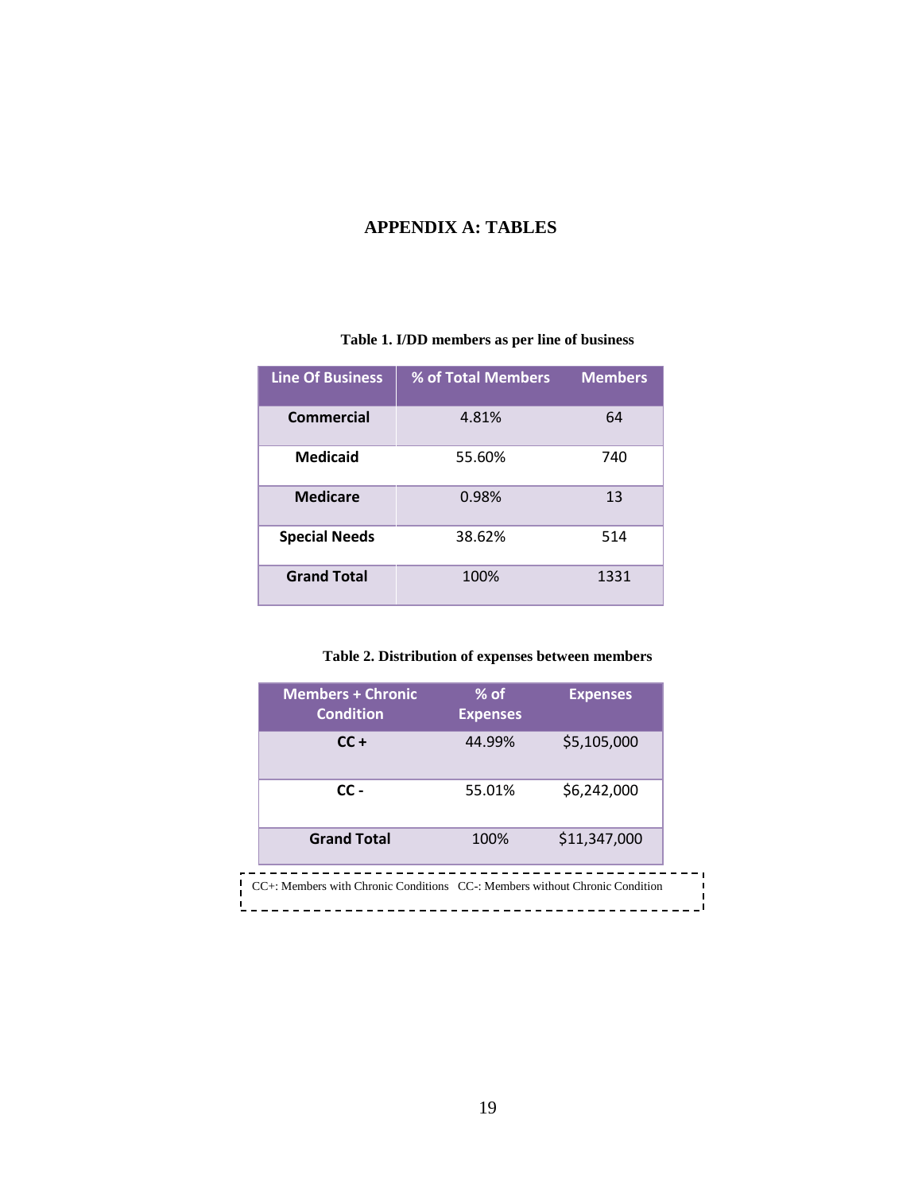# APPENDIX A: TABLES

**Table 1. I/DD members as per line of business**

| Line Of Business | % of Total Members | Members |
|---|---|---|
| **Commercial** | 4.81% | 64 |
| **Medicaid** | 55.60% | 740 |
| **Medicare** | 0.98% | 13 |
| **Special Needs** | 38.62% | 514 |
| **Grand Total** | 100% | 1331 |

**Table 2. Distribution of expenses between members**

| Members + Chronic Condition | % of Expenses | Expenses |
|---|---|---|
| **CC +** | 44.99% | $5,105,000 |
| **CC -** | 55.01% | $6,242,000 |
| **Grand Total** | 100% | $11,347,000 |

CC+: Members with Chronic Conditions   CC-: Members without Chronic Condition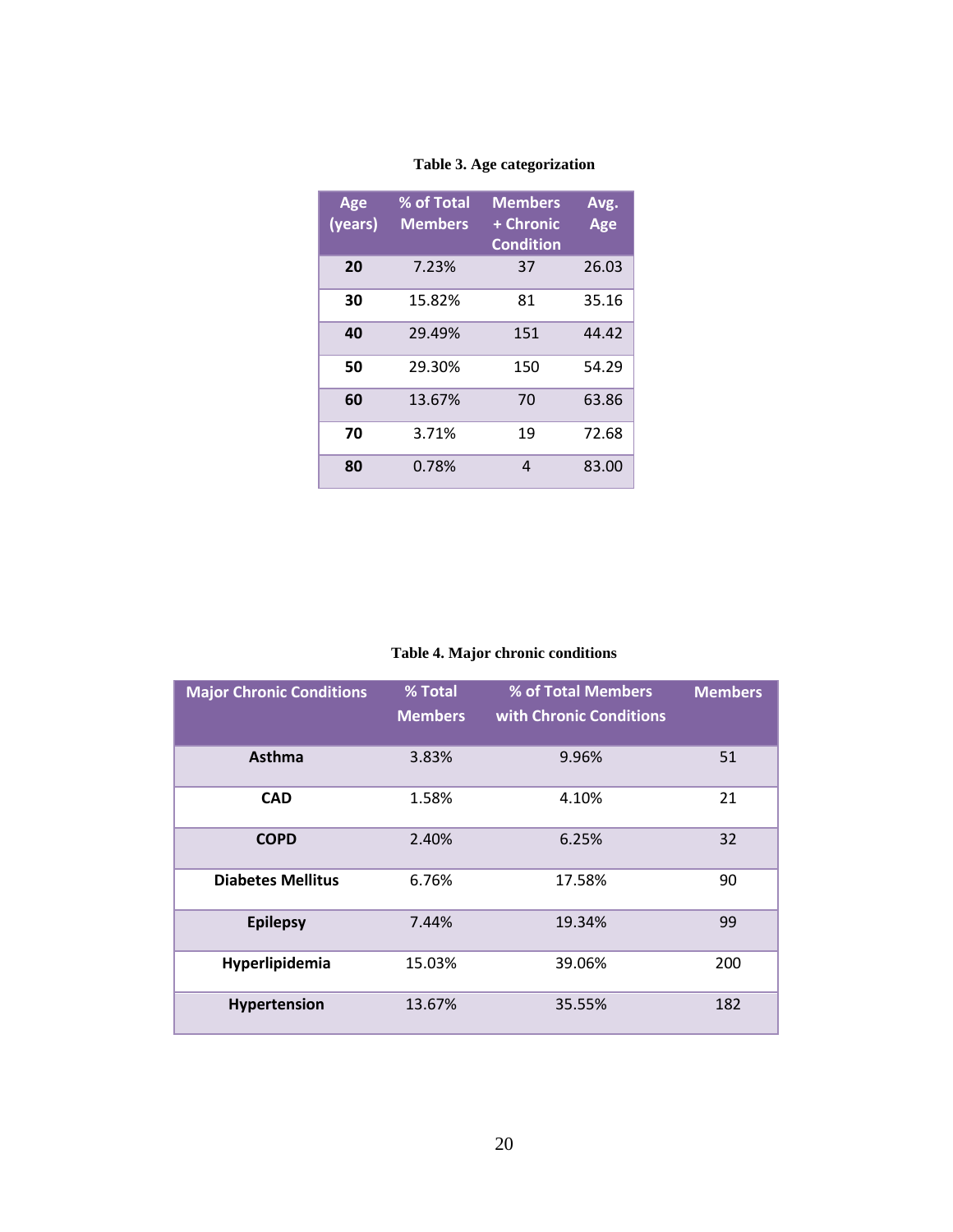**Table 3. Age categorization**

| Age (years) | % of Total Members | Members + Chronic Condition | Avg. Age |
|---|---|---|---|
| **20** | 7.23% | 37 | 26.03 |
| **30** | 15.82% | 81 | 35.16 |
| **40** | 29.49% | 151 | 44.42 |
| **50** | 29.30% | 150 | 54.29 |
| **60** | 13.67% | 70 | 63.86 |
| **70** | 3.71% | 19 | 72.68 |
| **80** | 0.78% | 4 | 83.00 |

**Table 4. Major chronic conditions**

| Major Chronic Conditions | % Total Members | % of Total Members with Chronic Conditions | Members |
|---|---|---|---|
| **Asthma** | 3.83% | 9.96% | 51 |
| **CAD** | 1.58% | 4.10% | 21 |
| **COPD** | 2.40% | 6.25% | 32 |
| **Diabetes Mellitus** | 6.76% | 17.58% | 90 |
| **Epilepsy** | 7.44% | 19.34% | 99 |
| **Hyperlipidemia** | 15.03% | 39.06% | 200 |
| **Hypertension** | 13.67% | 35.55% | 182 |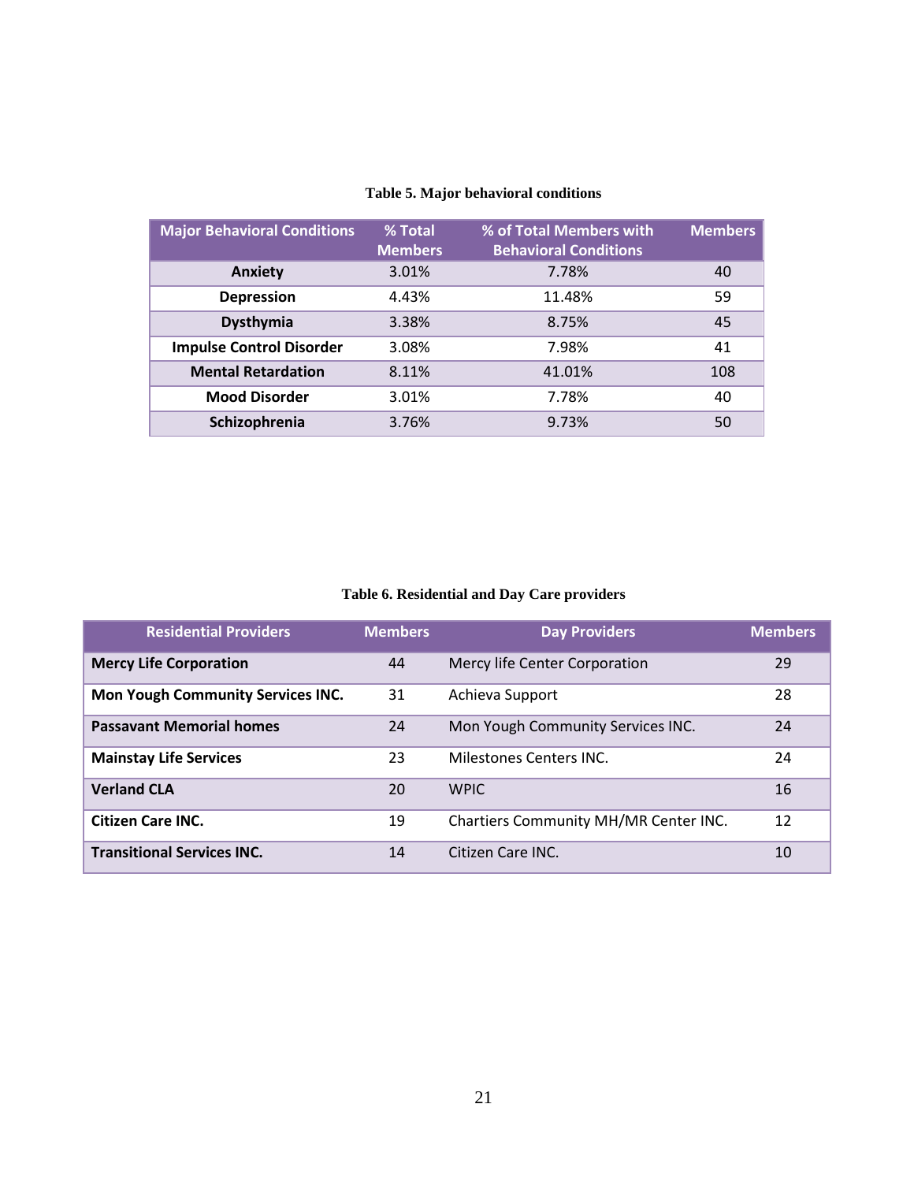**Table 5. Major behavioral conditions**

| Major Behavioral Conditions | % Total Members | % of Total Members with Behavioral Conditions | Members |
|---|---|---|---|
| **Anxiety** | 3.01% | 7.78% | 40 |
| **Depression** | 4.43% | 11.48% | 59 |
| **Dysthymia** | 3.38% | 8.75% | 45 |
| **Impulse Control Disorder** | 3.08% | 7.98% | 41 |
| **Mental Retardation** | 8.11% | 41.01% | 108 |
| **Mood Disorder** | 3.01% | 7.78% | 40 |
| **Schizophrenia** | 3.76% | 9.73% | 50 |

**Table 6. Residential and Day Care providers**

| Residential Providers | Members | Day Providers | Members |
|---|---|---|---|
| **Mercy Life Corporation** | 44 | Mercy life Center Corporation | 29 |
| **Mon Yough Community Services INC.** | 31 | Achieva Support | 28 |
| **Passavant Memorial homes** | 24 | Mon Yough Community Services INC. | 24 |
| **Mainstay Life Services** | 23 | Milestones Centers INC. | 24 |
| **Verland CLA** | 20 | WPIC | 16 |
| **Citizen Care INC.** | 19 | Chartiers Community MH/MR Center INC. | 12 |
| **Transitional Services INC.** | 14 | Citizen Care INC. | 10 |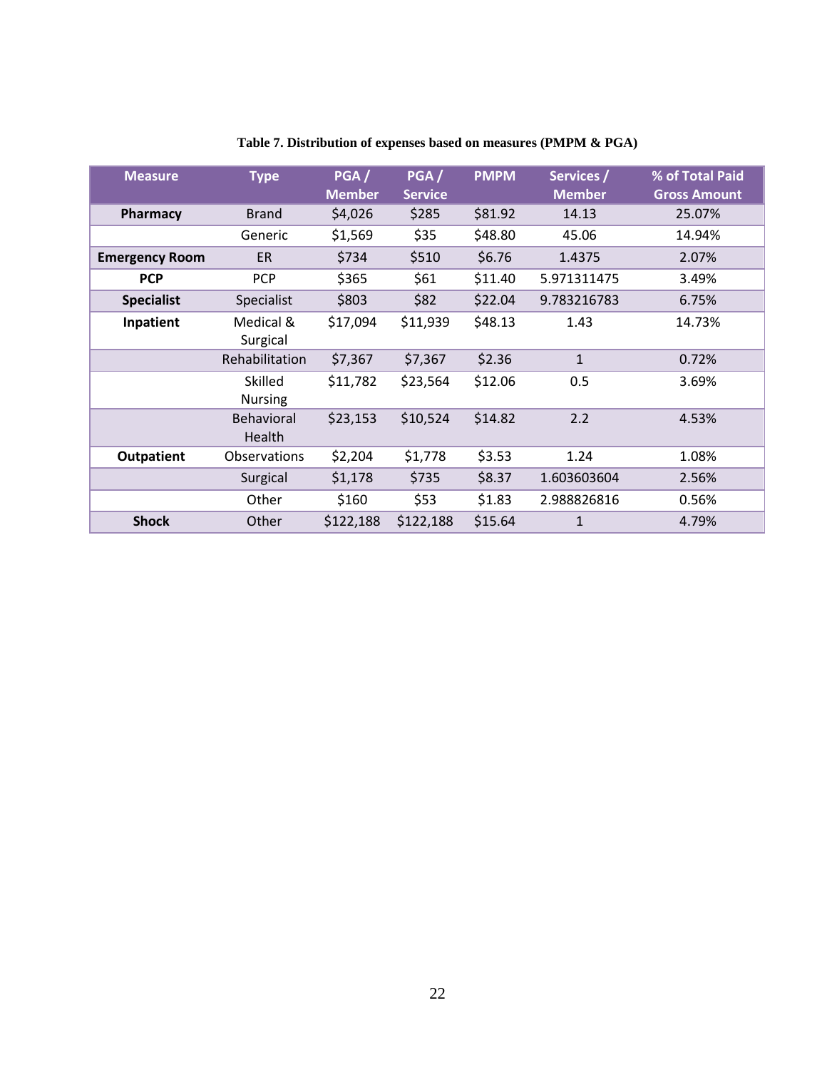**Table 7. Distribution of expenses based on measures (PMPM & PGA)**

| Measure | Type | PGA / Member | PGA / Service | PMPM | Services / Member | % of Total Paid Gross Amount |
|---|---|---|---|---|---|---|
| **Pharmacy** | Brand | $4,026 | $285 | $81.92 | 14.13 | 25.07% |
| | Generic | $1,569 | $35 | $48.80 | 45.06 | 14.94% |
| **Emergency Room** | ER | $734 | $510 | $6.76 | 1.4375 | 2.07% |
| **PCP** | PCP | $365 | $61 | $11.40 | 5.971311475 | 3.49% |
| **Specialist** | Specialist | $803 | $82 | $22.04 | 9.783216783 | 6.75% |
| **Inpatient** | Medical & Surgical | $17,094 | $11,939 | $48.13 | 1.43 | 14.73% |
| | Rehabilitation | $7,367 | $7,367 | $2.36 | 1 | 0.72% |
| | Skilled Nursing | $11,782 | $23,564 | $12.06 | 0.5 | 3.69% |
| | Behavioral Health | $23,153 | $10,524 | $14.82 | 2.2 | 4.53% |
| **Outpatient** | Observations | $2,204 | $1,778 | $3.53 | 1.24 | 1.08% |
| | Surgical | $1,178 | $735 | $8.37 | 1.603603604 | 2.56% |
| | Other | $160 | $53 | $1.83 | 2.988826816 | 0.56% |
| **Shock** | Other | $122,188 | $122,188 | $15.64 | 1 | 4.79% |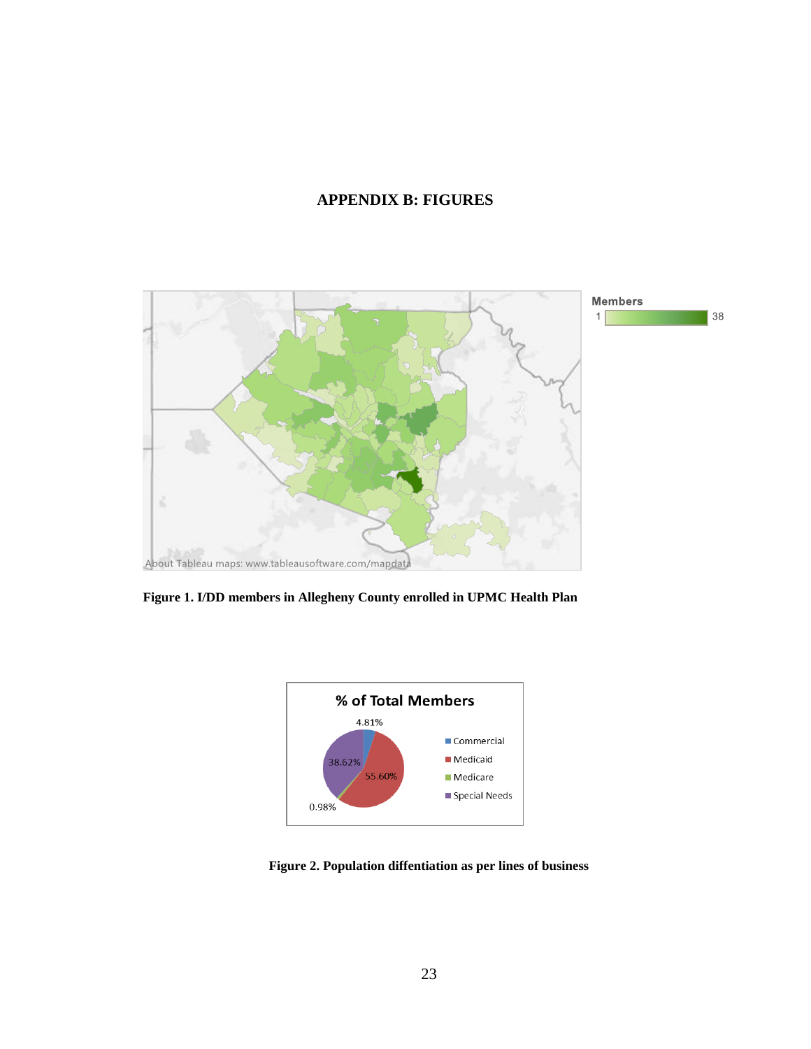# APPENDIX B: FIGURES

**Figure 1. I/DD members in Allegheny County enrolled in UPMC Health Plan**

**Figure 2. Population diffentiation as per lines of business**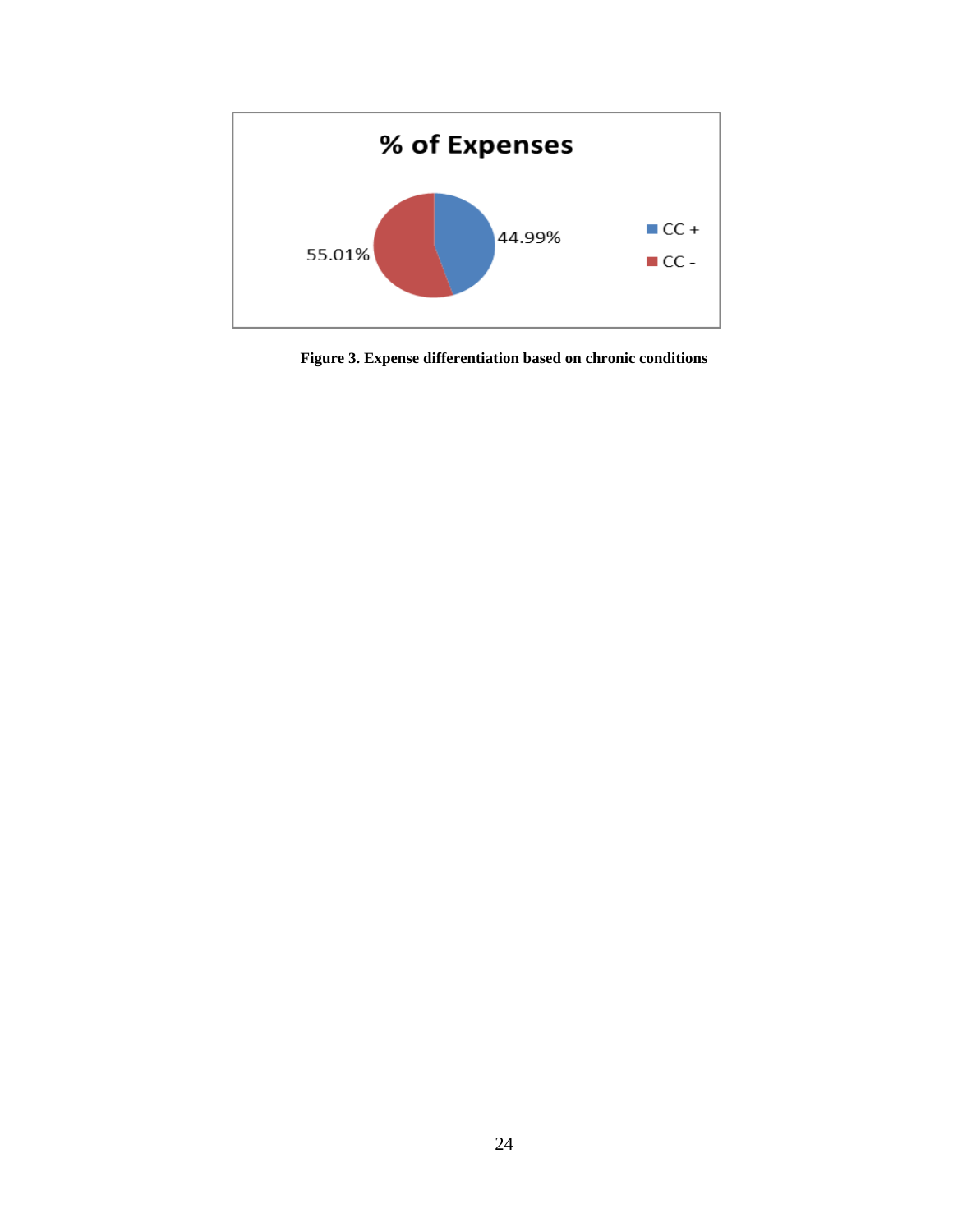% of Expenses

55.01%

44.99%

CC +

CC -

**Figure 3. Expense differentiation based on chronic conditions**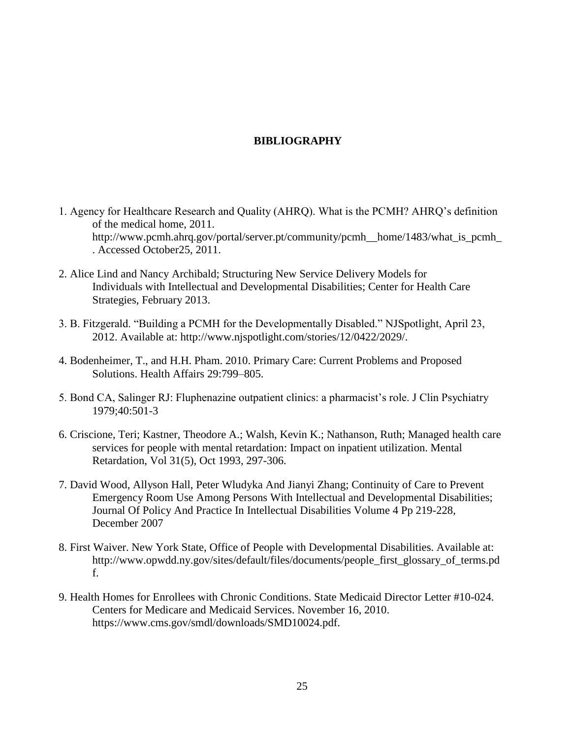# BIBLIOGRAPHY

1. Agency for Healthcare Research and Quality (AHRQ). What is the PCMH? AHRQ's definition of the medical home, 2011. http://www.pcmh.ahrq.gov/portal/server.pt/community/pcmh__home/1483/what_is_pcmh_. Accessed October25, 2011.

2. Alice Lind and Nancy Archibald; Structuring New Service Delivery Models for Individuals with Intellectual and Developmental Disabilities; Center for Health Care Strategies, February 2013.

3. B. Fitzgerald. "Building a PCMH for the Developmentally Disabled." NJSpotlight, April 23, 2012. Available at: http://www.njspotlight.com/stories/12/0422/2029/.

4. Bodenheimer, T., and H.H. Pham. 2010. Primary Care: Current Problems and Proposed Solutions. Health Affairs 29:799–805.

5. Bond CA, Salinger RJ: Fluphenazine outpatient clinics: a pharmacist's role. J Clin Psychiatry 1979;40:501-3

6. Criscione, Teri; Kastner, Theodore A.; Walsh, Kevin K.; Nathanson, Ruth; Managed health care services for people with mental retardation: Impact on inpatient utilization. Mental Retardation, Vol 31(5), Oct 1993, 297-306.

7. David Wood, Allyson Hall, Peter Wludyka And Jianyi Zhang; Continuity of Care to Prevent Emergency Room Use Among Persons With Intellectual and Developmental Disabilities; Journal Of Policy And Practice In Intellectual Disabilities Volume 4 Pp 219-228, December 2007

8. First Waiver. New York State, Office of People with Developmental Disabilities. Available at: http://www.opwdd.ny.gov/sites/default/files/documents/people_first_glossary_of_terms.pdf.

9. Health Homes for Enrollees with Chronic Conditions. State Medicaid Director Letter #10-024. Centers for Medicare and Medicaid Services. November 16, 2010. https://www.cms.gov/smdl/downloads/SMD10024.pdf.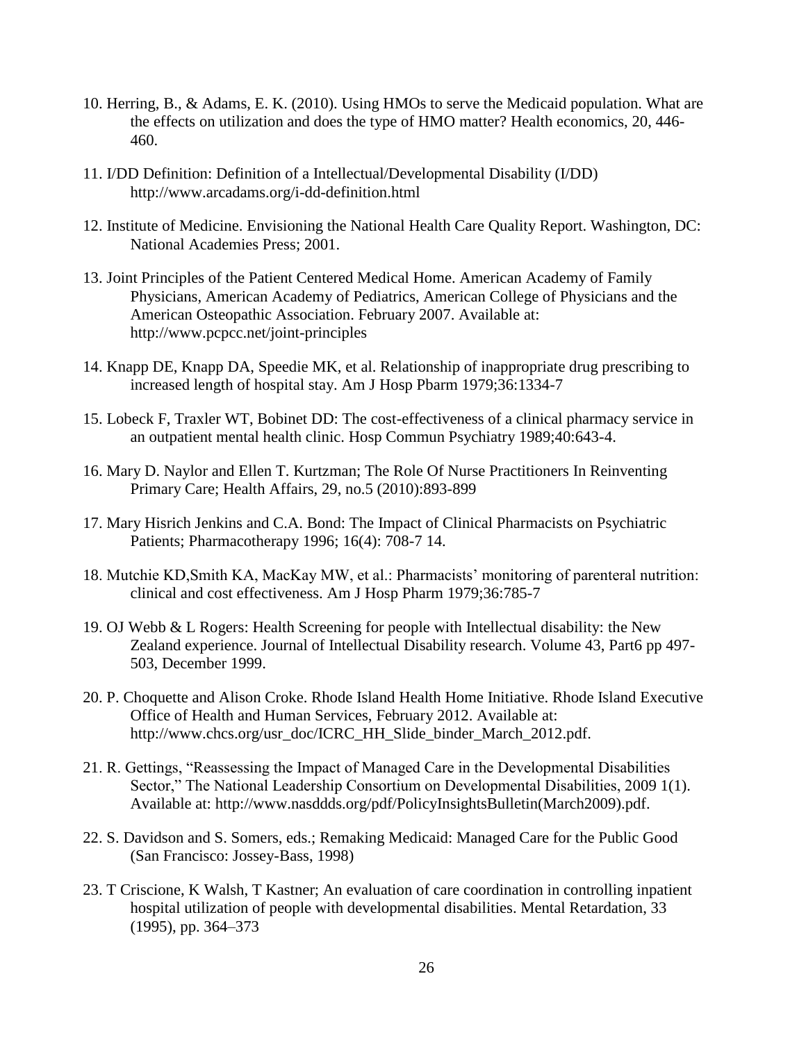10. Herring, B., & Adams, E. K. (2010). Using HMOs to serve the Medicaid population. What are the effects on utilization and does the type of HMO matter? Health economics, 20, 446-460.

11. I/DD Definition: Definition of a Intellectual/Developmental Disability (I/DD) http://www.arcadams.org/i-dd-definition.html

12. Institute of Medicine. Envisioning the National Health Care Quality Report. Washington, DC: National Academies Press; 2001.

13. Joint Principles of the Patient Centered Medical Home. American Academy of Family Physicians, American Academy of Pediatrics, American College of Physicians and the American Osteopathic Association. February 2007. Available at: http://www.pcpcc.net/joint-principles

14. Knapp DE, Knapp DA, Speedie MK, et al. Relationship of inappropriate drug prescribing to increased length of hospital stay. Am J Hosp Pbarm 1979;36:1334-7

15. Lobeck F, Traxler WT, Bobinet DD: The cost-effectiveness of a clinical pharmacy service in an outpatient mental health clinic. Hosp Commun Psychiatry 1989;40:643-4.

16. Mary D. Naylor and Ellen T. Kurtzman; The Role Of Nurse Practitioners In Reinventing Primary Care; Health Affairs, 29, no.5 (2010):893-899

17. Mary Hisrich Jenkins and C.A. Bond: The Impact of Clinical Pharmacists on Psychiatric Patients; Pharmacotherapy 1996; 16(4): 708-7 14.

18. Mutchie KD,Smith KA, MacKay MW, et al.: Pharmacists' monitoring of parenteral nutrition: clinical and cost effectiveness. Am J Hosp Pharm 1979;36:785-7

19. OJ Webb & L Rogers: Health Screening for people with Intellectual disability: the New Zealand experience. Journal of Intellectual Disability research. Volume 43, Part6 pp 497-503, December 1999.

20. P. Choquette and Alison Croke. Rhode Island Health Home Initiative. Rhode Island Executive Office of Health and Human Services, February 2012. Available at: http://www.chcs.org/usr_doc/ICRC_HH_Slide_binder_March_2012.pdf.

21. R. Gettings, "Reassessing the Impact of Managed Care in the Developmental Disabilities Sector," The National Leadership Consortium on Developmental Disabilities, 2009 1(1). Available at: http://www.nasddds.org/pdf/PolicyInsightsBulletin(March2009).pdf.

22. S. Davidson and S. Somers, eds.; Remaking Medicaid: Managed Care for the Public Good (San Francisco: Jossey-Bass, 1998)

23. T Criscione, K Walsh, T Kastner; An evaluation of care coordination in controlling inpatient hospital utilization of people with developmental disabilities. Mental Retardation, 33 (1995), pp. 364–373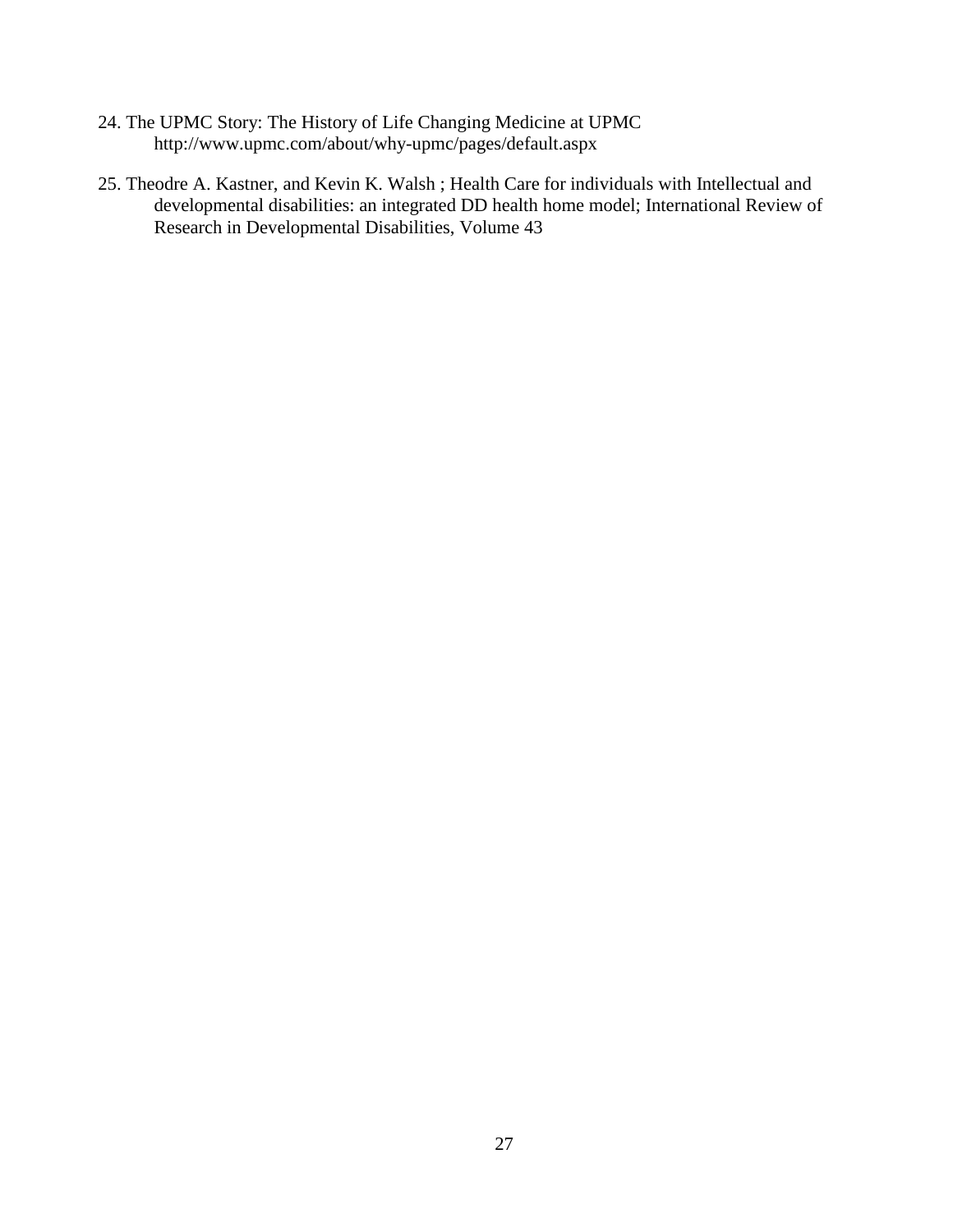24. The UPMC Story: The History of Life Changing Medicine at UPMC http://www.upmc.com/about/why-upmc/pages/default.aspx

25. Theodre A. Kastner, and Kevin K. Walsh ; Health Care for individuals with Intellectual and developmental disabilities: an integrated DD health home model; International Review of Research in Developmental Disabilities, Volume 43